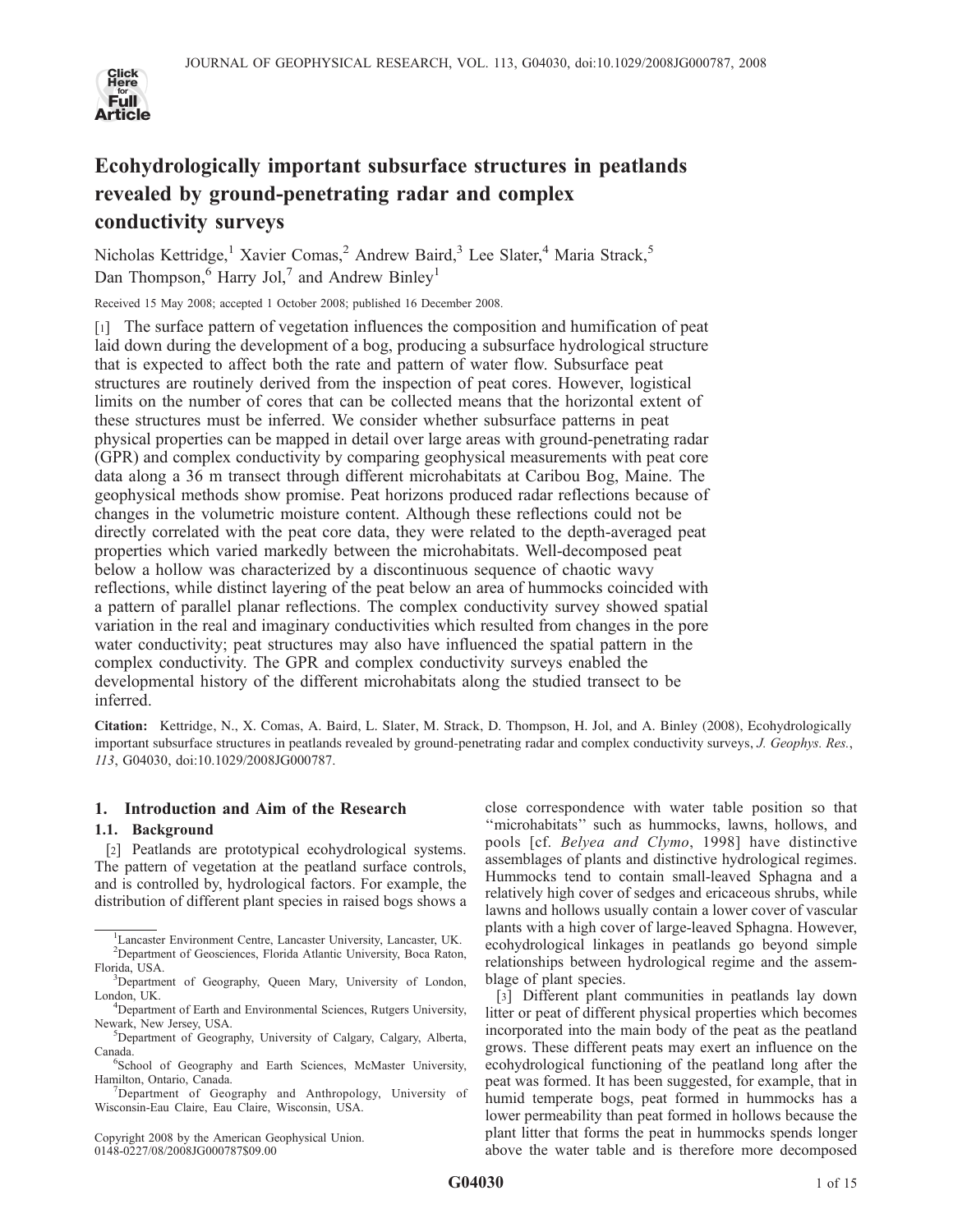# Ecohydrologically important subsurface structures in peatlands revealed by ground-penetrating radar and complex conductivity surveys

Nicholas Kettridge,[1] Xavier Comas,[2] Andrew Baird,[3] Lee Slater,[4] Maria Strack,[5] Dan Thompson,[6] Harry Jol,[7] and Andrew Binley[1]

Received 15 May 2008; accepted 1 October 2008; published 16 December 2008.

[1] The surface pattern of vegetation influences the composition and humification of peat laid down during the development of a bog, producing a subsurface hydrological structure that is expected to affect both the rate and pattern of water flow. Subsurface peat structures are routinely derived from the inspection of peat cores. However, logistical limits on the number of cores that can be collected means that the horizontal extent of these structures must be inferred. We consider whether subsurface patterns in peat physical properties can be mapped in detail over large areas with ground-penetrating radar (GPR) and complex conductivity by comparing geophysical measurements with peat core data along a 36 m transect through different microhabitats at Caribou Bog, Maine. The geophysical methods show promise. Peat horizons produced radar reflections because of changes in the volumetric moisture content. Although these reflections could not be directly correlated with the peat core data, they were related to the depth-averaged peat properties which varied markedly between the microhabitats. Well-decomposed peat below a hollow was characterized by a discontinuous sequence of chaotic wavy reflections, while distinct layering of the peat below an area of hummocks coincided with a pattern of parallel planar reflections. The complex conductivity survey showed spatial variation in the real and imaginary conductivities which resulted from changes in the pore water conductivity; peat structures may also have influenced the spatial pattern in the complex conductivity. The GPR and complex conductivity surveys enabled the developmental history of the different microhabitats along the studied transect to be inferred.

**Citation:** Kettridge, N., X. Comas, A. Baird, L. Slater, M. Strack, D. Thompson, H. Jol, and A. Binley (2008), Ecohydrologically important subsurface structures in peatlands revealed by ground-penetrating radar and complex conductivity surveys, *J. Geophys. Res.*, *113*, G04030, doi:10.1029/2008JG000787.

## 1. Introduction and Aim of the Research

### 1.1. Background

[2] Peatlands are prototypical ecohydrological systems. The pattern of vegetation at the peatland surface controls, and is controlled by, hydrological factors. For example, the distribution of different plant species in raised bogs shows a close correspondence with water table position so that "microhabitats" such as hummocks, lawns, hollows, and pools [cf. *Belyea and Clymo*, 1998] have distinctive assemblages of plants and distinctive hydrological regimes. Hummocks tend to contain small-leaved Sphagna and a relatively high cover of sedges and ericaceous shrubs, while lawns and hollows usually contain a lower cover of vascular plants with a high cover of large-leaved Sphagna. However, ecohydrological linkages in peatlands go beyond simple relationships between hydrological regime and the assemblage of plant species.

[3] Different plant communities in peatlands lay down litter or peat of different physical properties which becomes incorporated into the main body of the peat as the peatland grows. These different peats may exert an influence on the ecohydrological functioning of the peatland long after the peat was formed. It has been suggested, for example, that in humid temperate bogs, peat formed in hummocks has a lower permeability than peat formed in hollows because the plant litter that forms the peat in hummocks spends longer above the water table and is therefore more decomposed

---

[1] Lancaster Environment Centre, Lancaster University, Lancaster, UK.
[2] Department of Geosciences, Florida Atlantic University, Boca Raton, Florida, USA.
[3] Department of Geography, Queen Mary, University of London, London, UK.
[4] Department of Earth and Environmental Sciences, Rutgers University, Newark, New Jersey, USA.
[5] Department of Geography, University of Calgary, Calgary, Alberta, Canada.
[6] School of Geography and Earth Sciences, McMaster University, Hamilton, Ontario, Canada.
[7] Department of Geography and Anthropology, University of Wisconsin-Eau Claire, Eau Claire, Wisconsin, USA.

Copyright 2008 by the American Geophysical Union.
0148-0227/08/2008JG000787$09.00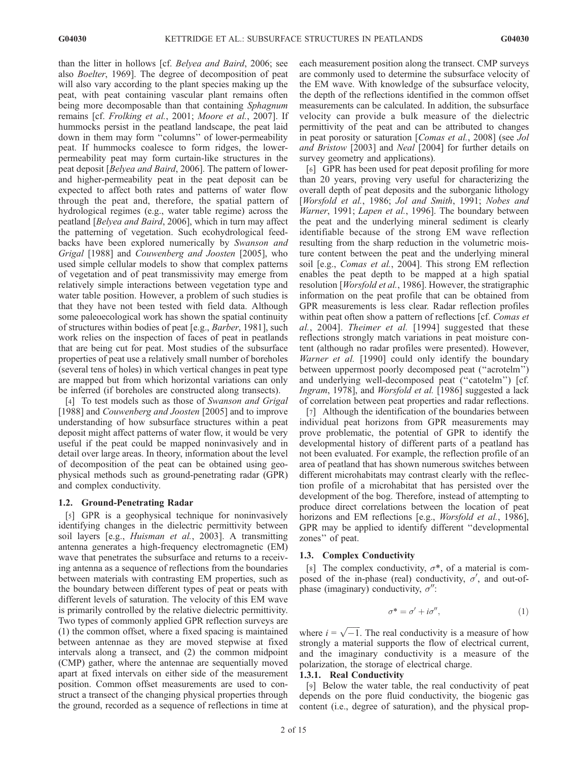than the litter in hollows [cf. *Belyea and Baird*, 2006; see also *Boelter*, 1969]. The degree of decomposition of peat will also vary according to the plant species making up the peat, with peat containing vascular plant remains often being more decomposable than that containing *Sphagnum* remains [cf. *Frolking et al.*, 2001; *Moore et al.*, 2007]. If hummocks persist in the peatland landscape, the peat laid down in them may form ''columns'' of lower-permeability peat. If hummocks coalesce to form ridges, the lower-permeability peat may form curtain-like structures in the peat deposit [*Belyea and Baird*, 2006]. The pattern of lower- and higher-permeability peat in the peat deposit can be expected to affect both rates and patterns of water flow through the peat and, therefore, the spatial pattern of hydrological regimes (e.g., water table regime) across the peatland [*Belyea and Baird*, 2006], which in turn may affect the patterning of vegetation. Such ecohydrological feedbacks have been explored numerically by *Swanson and Grigal* [1988] and *Couwenberg and Joosten* [2005], who used simple cellular models to show that complex patterns of vegetation and of peat transmissivity may emerge from relatively simple interactions between vegetation type and water table position. However, a problem of such studies is that they have not been tested with field data. Although some paleoecological work has shown the spatial continuity of structures within bodies of peat [e.g., *Barber*, 1981], such work relies on the inspection of faces of peat in peatlands that are being cut for peat. Most studies of the subsurface properties of peat use a relatively small number of boreholes (several tens of holes) in which vertical changes in peat type are mapped but from which horizontal variations can only be inferred (if boreholes are constructed along transects).

[4] To test models such as those of *Swanson and Grigal* [1988] and *Couwenberg and Joosten* [2005] and to improve understanding of how subsurface structures within a peat deposit might affect patterns of water flow, it would be very useful if the peat could be mapped noninvasively and in detail over large areas. In theory, information about the level of decomposition of the peat can be obtained using geophysical methods such as ground-penetrating radar (GPR) and complex conductivity.

### 1.2. Ground-Penetrating Radar

[5] GPR is a geophysical technique for noninvasively identifying changes in the dielectric permittivity between soil layers [e.g., *Huisman et al.*, 2003]. A transmitting antenna generates a high-frequency electromagnetic (EM) wave that penetrates the subsurface and returns to a receiving antenna as a sequence of reflections from the boundaries between materials with contrasting EM properties, such as the boundary between different types of peat or peats with different levels of saturation. The velocity of this EM wave is primarily controlled by the relative dielectric permittivity. Two types of commonly applied GPR reflection surveys are (1) the common offset, where a fixed spacing is maintained between antennae as they are moved stepwise at fixed intervals along a transect, and (2) the common midpoint (CMP) gather, where the antennae are sequentially moved apart at fixed intervals on either side of the measurement position. Common offset measurements are used to construct a transect of the changing physical properties through the ground, recorded as a sequence of reflections in time at each measurement position along the transect. CMP surveys are commonly used to determine the subsurface velocity of the EM wave. With knowledge of the subsurface velocity, the depth of the reflections identified in the common offset measurements can be calculated. In addition, the subsurface velocity can provide a bulk measure of the dielectric permittivity of the peat and can be attributed to changes in peat porosity or saturation [*Comas et al.*, 2008] (see *Jol and Bristow* [2003] and *Neal* [2004] for further details on survey geometry and applications).

[6] GPR has been used for peat deposit profiling for more than 20 years, proving very useful for characterizing the overall depth of peat deposits and the suborganic lithology [*Worsfold et al.*, 1986; *Jol and Smith*, 1991; *Nobes and Warner*, 1991; *Lapen et al.*, 1996]. The boundary between the peat and the underlying mineral sediment is clearly identifiable because of the strong EM wave reflection resulting from the sharp reduction in the volumetric moisture content between the peat and the underlying mineral soil [e.g., *Comas et al.*, 2004]. This strong EM reflection enables the peat depth to be mapped at a high spatial resolution [*Worsfold et al.*, 1986]. However, the stratigraphic information on the peat profile that can be obtained from GPR measurements is less clear. Radar reflection profiles within peat often show a pattern of reflections [cf. *Comas et al.*, 2004]. *Theimer et al.* [1994] suggested that these reflections strongly match variations in peat moisture content (although no radar profiles were presented). However, *Warner et al.* [1990] could only identify the boundary between uppermost poorly decomposed peat (''acrotelm'') and underlying well-decomposed peat (''catotelm'') [cf. *Ingram*, 1978], and *Worsfold et al.* [1986] suggested a lack of correlation between peat properties and radar reflections.

[7] Although the identification of the boundaries between individual peat horizons from GPR measurements may prove problematic, the potential of GPR to identify the developmental history of different parts of a peatland has not been evaluated. For example, the reflection profile of an area of peatland that has shown numerous switches between different microhabitats may contrast clearly with the reflection profile of a microhabitat that has persisted over the development of the bog. Therefore, instead of attempting to produce direct correlations between the location of peat horizons and EM reflections [e.g., *Worsfold et al.*, 1986], GPR may be applied to identify different ''developmental zones'' of peat.

### 1.3. Complex Conductivity

[8] The complex conductivity, $\sigma^*$, of a material is composed of the in-phase (real) conductivity, $\sigma'$, and out-of-phase (imaginary) conductivity, $\sigma''$:

$$\sigma^* = \sigma' + i\sigma'', \tag{1}$$

where $i = \sqrt{-1}$. The real conductivity is a measure of how strongly a material supports the flow of electrical current, and the imaginary conductivity is a measure of the polarization, the storage of electrical charge.

#### 1.3.1. Real Conductivity

[9] Below the water table, the real conductivity of peat depends on the pore fluid conductivity, the biogenic gas content (i.e., degree of saturation), and the physical prop-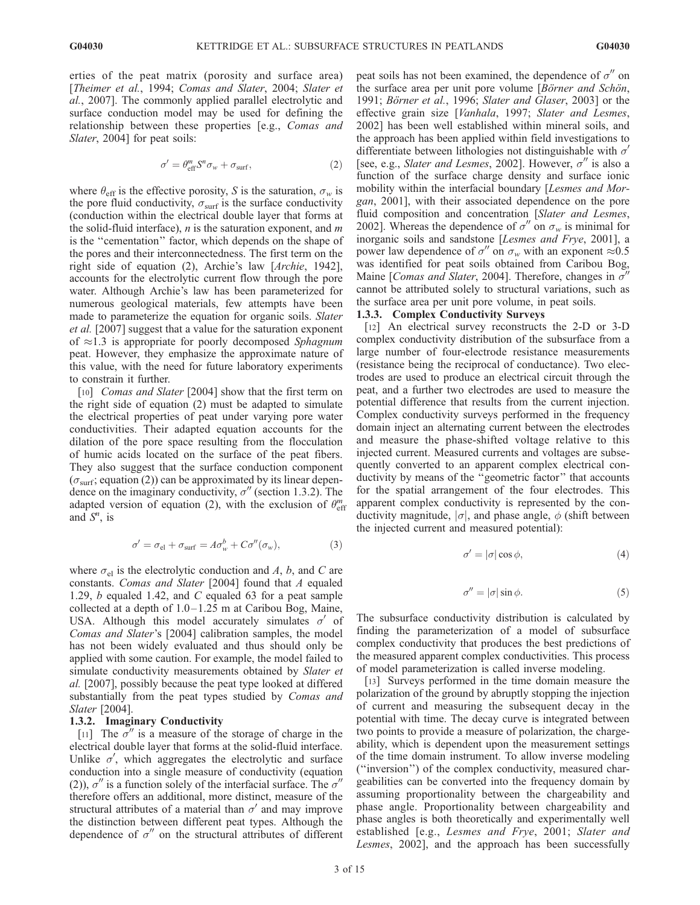erties of the peat matrix (porosity and surface area) [*Theimer et al.*, 1994; *Comas and Slater*, 2004; *Slater et al.*, 2007]. The commonly applied parallel electrolytic and surface conduction model may be used for defining the relationship between these properties [e.g., *Comas and Slater*, 2004] for peat soils:

$$\sigma' = \theta_{\text{eff}}^m S^n \sigma_w + \sigma_{\text{surf}}, \tag{2}$$

where $\theta_{\text{eff}}$ is the effective porosity, $S$ is the saturation, $\sigma_w$ is the pore fluid conductivity, $\sigma_{\text{surf}}$ is the surface conductivity (conduction within the electrical double layer that forms at the solid-fluid interface), $n$ is the saturation exponent, and $m$ is the "cementation" factor, which depends on the shape of the pores and their interconnectedness. The first term on the right side of equation (2), Archie's law [*Archie*, 1942], accounts for the electrolytic current flow through the pore water. Although Archie's law has been parameterized for numerous geological materials, few attempts have been made to parameterize the equation for organic soils. *Slater et al.* [2007] suggest that a value for the saturation exponent of $\approx$1.3 is appropriate for poorly decomposed *Sphagnum* peat. However, they emphasize the approximate nature of this value, with the need for future laboratory experiments to constrain it further.

[10] *Comas and Slater* [2004] show that the first term on the right side of equation (2) must be adapted to simulate the electrical properties of peat under varying pore water conductivities. Their adapted equation accounts for the dilation of the pore space resulting from the flocculation of humic acids located on the surface of the peat fibers. They also suggest that the surface conduction component ($\sigma_{\text{surf}}$; equation (2)) can be approximated by its linear dependence on the imaginary conductivity, $\sigma''$ (section 1.3.2). The adapted version of equation (2), with the exclusion of $\theta_{\text{eff}}^m$ and $S^n$, is

$$\sigma' = \sigma_{\text{el}} + \sigma_{\text{surf}} = A\sigma_w^b + C\sigma''(\sigma_w), \tag{3}$$

where $\sigma_{\text{el}}$ is the electrolytic conduction and $A$, $b$, and $C$ are constants. *Comas and Slater* [2004] found that $A$ equaled 1.29, $b$ equaled 1.42, and $C$ equaled 63 for a peat sample collected at a depth of 1.0–1.25 m at Caribou Bog, Maine, USA. Although this model accurately simulates $\sigma'$ of *Comas and Slater*'s [2004] calibration samples, the model has not been widely evaluated and thus should only be applied with some caution. For example, the model failed to simulate conductivity measurements obtained by *Slater et al.* [2007], possibly because the peat type looked at differed substantially from the peat types studied by *Comas and Slater* [2004].

#### 1.3.2. Imaginary Conductivity

[11] The $\sigma''$ is a measure of the storage of charge in the electrical double layer that forms at the solid-fluid interface. Unlike $\sigma'$, which aggregates the electrolytic and surface conduction into a single measure of conductivity (equation (2)), $\sigma''$ is a function solely of the interfacial surface. The $\sigma''$ therefore offers an additional, more distinct, measure of the structural attributes of a material than $\sigma'$ and may improve the distinction between different peat types. Although the dependence of $\sigma''$ on the structural attributes of different peat soils has not been examined, the dependence of $\sigma''$ on the surface area per unit pore volume [*Börner and Schön*, 1991; *Börner et al.*, 1996; *Slater and Glaser*, 2003] or the effective grain size [*Vanhala*, 1997; *Slater and Lesmes*, 2002] has been well established within mineral soils, and the approach has been applied within field investigations to differentiate between lithologies not distinguishable with $\sigma'$ [see, e.g., *Slater and Lesmes*, 2002]. However, $\sigma''$ is also a function of the surface charge density and surface ionic mobility within the interfacial boundary [*Lesmes and Morgan*, 2001], with their associated dependence on the pore fluid composition and concentration [*Slater and Lesmes*, 2002]. Whereas the dependence of $\sigma''$ on $\sigma_w$ is minimal for inorganic soils and sandstone [*Lesmes and Frye*, 2001], a power law dependence of $\sigma''$ on $\sigma_w$ with an exponent $\approx$0.5 was identified for peat soils obtained from Caribou Bog, Maine [*Comas and Slater*, 2004]. Therefore, changes in $\sigma''$ cannot be attributed solely to structural variations, such as the surface area per unit pore volume, in peat soils.

#### 1.3.3. Complex Conductivity Surveys

[12] An electrical survey reconstructs the 2-D or 3-D complex conductivity distribution of the subsurface from a large number of four-electrode resistance measurements (resistance being the reciprocal of conductance). Two electrodes are used to produce an electrical circuit through the peat, and a further two electrodes are used to measure the potential difference that results from the current injection. Complex conductivity surveys performed in the frequency domain inject an alternating current between the electrodes and measure the phase-shifted voltage relative to this injected current. Measured currents and voltages are subsequently converted to an apparent complex electrical conductivity by means of the "geometric factor" that accounts for the spatial arrangement of the four electrodes. This apparent complex conductivity is represented by the conductivity magnitude, $|\sigma|$, and phase angle, $\phi$ (shift between the injected current and measured potential):

$$\sigma' = |\sigma| \cos\phi, \tag{4}$$

$$\sigma'' = |\sigma| \sin\phi. \tag{5}$$

The subsurface conductivity distribution is calculated by finding the parameterization of a model of subsurface complex conductivity that produces the best predictions of the measured apparent complex conductivities. This process of model parameterization is called inverse modeling.

[13] Surveys performed in the time domain measure the polarization of the ground by abruptly stopping the injection of current and measuring the subsequent decay in the potential with time. The decay curve is integrated between two points to provide a measure of polarization, the chargeability, which is dependent upon the measurement settings of the time domain instrument. To allow inverse modeling ("inversion") of the complex conductivity, measured chargeabilities can be converted into the frequency domain by assuming proportionality between the chargeability and phase angle. Proportionality between chargeability and phase angles is both theoretically and experimentally well established [e.g., *Lesmes and Frye*, 2001; *Slater and Lesmes*, 2002], and the approach has been successfully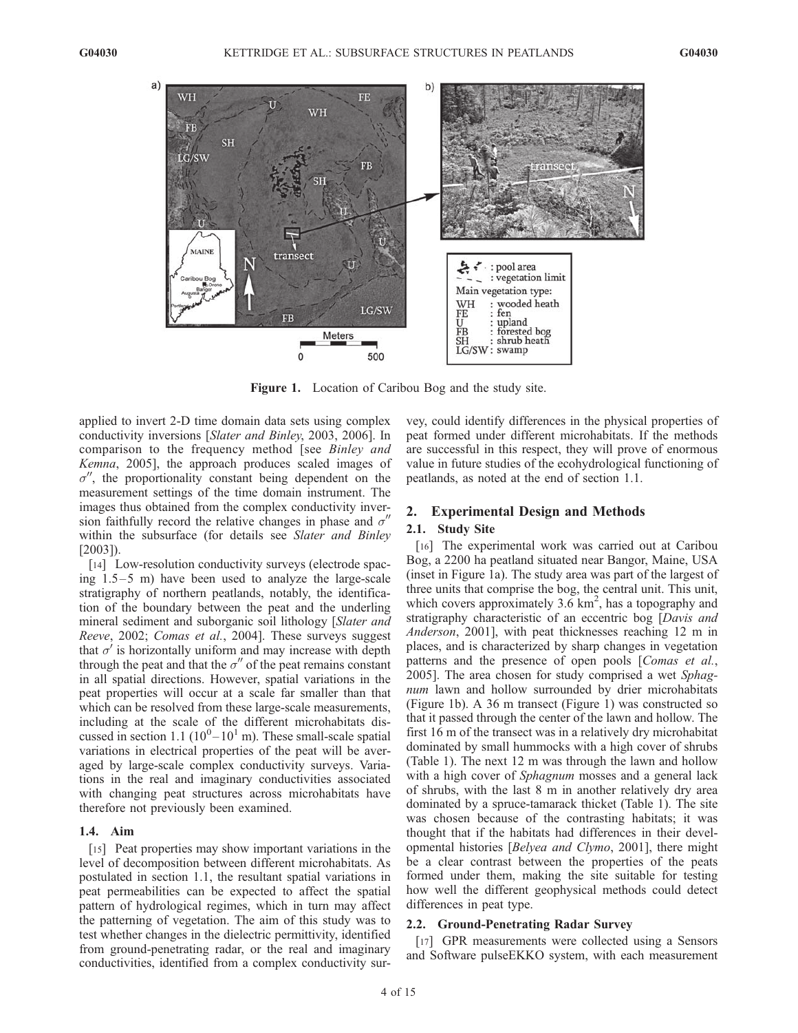Figure 1. Location of Caribou Bog and the study site.

applied to invert 2-D time domain data sets using complex conductivity inversions [*Slater and Binley*, 2003, 2006]. In comparison to the frequency method [see *Binley and Kemna*, 2005], the approach produces scaled images of $\sigma''$, the proportionality constant being dependent on the measurement settings of the time domain instrument. The images thus obtained from the complex conductivity inversion faithfully record the relative changes in phase and $\sigma''$ within the subsurface (for details see *Slater and Binley* [2003]).

[14] Low-resolution conductivity surveys (electrode spacing 1.5–5 m) have been used to analyze the large-scale stratigraphy of northern peatlands, notably, the identification of the boundary between the peat and the underling mineral sediment and suborganic soil lithology [*Slater and Reeve*, 2002; *Comas et al.*, 2004]. These surveys suggest that $\sigma'$ is horizontally uniform and may increase with depth through the peat and that the $\sigma''$ of the peat remains constant in all spatial directions. However, spatial variations in the peat properties will occur at a scale far smaller than that which can be resolved from these large-scale measurements, including at the scale of the different microhabitats discussed in section 1.1 ($10^0$–$10^1$ m). These small-scale spatial variations in electrical properties of the peat will be averaged by large-scale complex conductivity surveys. Variations in the real and imaginary conductivities associated with changing peat structures across microhabitats have therefore not previously been examined.

### 1.4. Aim

[15] Peat properties may show important variations in the level of decomposition between different microhabitats. As postulated in section 1.1, the resultant spatial variations in peat permeabilities can be expected to affect the spatial pattern of hydrological regimes, which in turn may affect the patterning of vegetation. The aim of this study was to test whether changes in the dielectric permittivity, identified from ground-penetrating radar, or the real and imaginary conductivities, identified from a complex conductivity survey, could identify differences in the physical properties of peat formed under different microhabitats. If the methods are successful in this respect, they will prove of enormous value in future studies of the ecohydrological functioning of peatlands, as noted at the end of section 1.1.

## 2. Experimental Design and Methods

### 2.1. Study Site

[16] The experimental work was carried out at Caribou Bog, a 2200 ha peatland situated near Bangor, Maine, USA (inset in Figure 1a). The study area was part of the largest of three units that comprise the bog, the central unit. This unit, which covers approximately 3.6 $km^2$, has a topography and stratigraphy characteristic of an eccentric bog [*Davis and Anderson*, 2001], with peat thicknesses reaching 12 m in places, and is characterized by sharp changes in vegetation patterns and the presence of open pools [*Comas et al.*, 2005]. The area chosen for study comprised a wet *Sphagnum* lawn and hollow surrounded by drier microhabitats (Figure 1b). A 36 m transect (Figure 1) was constructed so that it passed through the center of the lawn and hollow. The first 16 m of the transect was in a relatively dry microhabitat dominated by small hummocks with a high cover of shrubs (Table 1). The next 12 m was through the lawn and hollow with a high cover of *Sphagnum* mosses and a general lack of shrubs, with the last 8 m in another relatively dry area dominated by a spruce-tamarack thicket (Table 1). The site was chosen because of the contrasting habitats; it was thought that if the habitats had differences in their developmental histories [*Belyea and Clymo*, 2001], there might be a clear contrast between the properties of the peats formed under them, making the site suitable for testing how well the different geophysical methods could detect differences in peat type.

### 2.2. Ground-Penetrating Radar Survey

[17] GPR measurements were collected using a Sensors and Software pulseEKKO system, with each measurement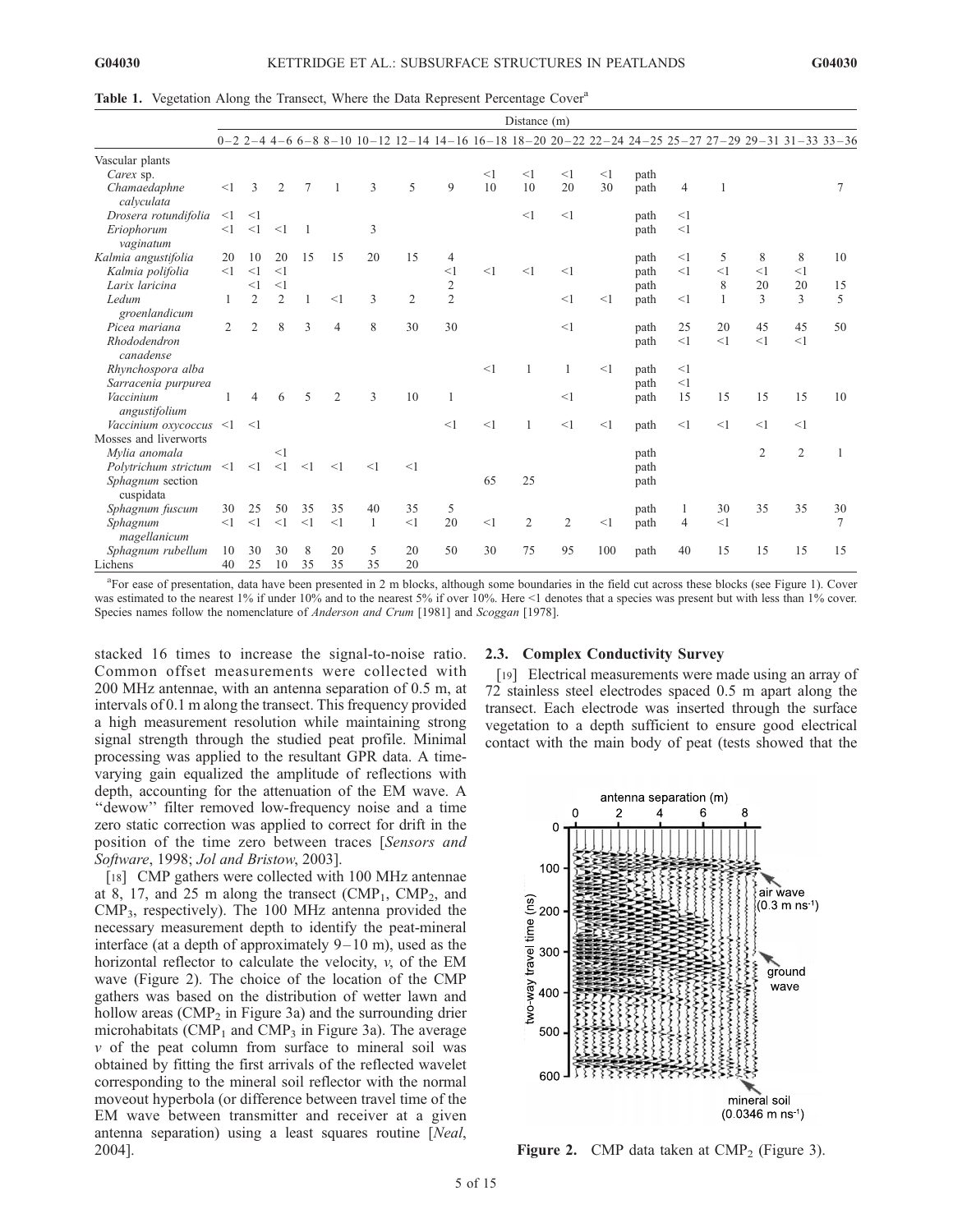**Table 1.** Vegetation Along the Transect, Where the Data Represent Percentage Cover[a]

| | Distance (m) | | | | | | | | | | | | | | | | | |
|---|---|---|---|---|---|---|---|---|---|---|---|---|---|---|---|---|---|---|
| | 0–2 | 2–4 | 4–6 | 6–8 | 8–10 | 10–12 | 12–14 | 14–16 | 16–18 | 18–20 | 20–22 | 22–24 | 24–25 | 25–27 | 27–29 | 29–31 | 31–33 | 33–36 |
| Vascular plants | | | | | | | | | | | | | | | | | | |
| *Carex* sp. | | | | | | | | | <1 | <1 | <1 | <1 | path | | | | | |
| *Chamaedaphne calyculata* | <1 | 3 | 2 | 7 | 1 | 3 | 5 | 9 | 10 | 10 | 20 | 30 | path | 4 | 1 | | | 7 |
| *Drosera rotundifolia* | <1 | <1 | | | | | | | | <1 | <1 | | path | <1 | | | | |
| *Eriophorum vaginatum* | <1 | <1 | <1 | 1 | | 3 | | | | | | | path | <1 | | | | |
| *Kalmia angustifolia* | 20 | 10 | 20 | 15 | 15 | 20 | 15 | 4 | | | | | path | <1 | 5 | 8 | 8 | 10 |
| *Kalmia polifolia* | <1 | <1 | <1 | | | | | <1 | <1 | <1 | <1 | | path | <1 | <1 | <1 | <1 | |
| *Larix laricina* | | <1 | <1 | | | | | 2 | | | | | path | | 8 | 20 | 20 | 15 |
| *Ledum groenlandicum* | 1 | 2 | 2 | 1 | <1 | 3 | 2 | 2 | | | <1 | <1 | path | <1 | 1 | 3 | 3 | 5 |
| *Picea mariana* | 2 | 2 | 8 | 3 | 4 | 8 | 30 | 30 | | | <1 | | path | 25 | 20 | 45 | 45 | 50 |
| *Rhododendron canadense* | | | | | | | | | | | | | path | <1 | <1 | <1 | <1 | |
| *Rhynchospora alba* | | | | | | | | | <1 | 1 | 1 | <1 | path | <1 | | | | |
| *Sarracenia purpurea* | | | | | | | | | | | | | path | <1 | | | | |
| *Vaccinium angustifolium* | 1 | 4 | 6 | 5 | 2 | 3 | 10 | 1 | | | <1 | | path | 15 | 15 | 15 | 15 | 10 |
| *Vaccinium oxycoccus* | <1 | <1 | | | | | | <1 | <1 | 1 | <1 | <1 | path | <1 | <1 | <1 | <1 | |
| Mosses and liverworts | | | | | | | | | | | | | | | | | | |
| *Mylia anomala* | | | <1 | | | | | | | | | | path | | | 2 | 2 | 1 |
| *Polytrichum strictum* | <1 | <1 | <1 | <1 | <1 | <1 | <1 | | | | | | path | | | | | |
| *Sphagnum* section cuspidata | | | | | | | | | 65 | 25 | | | path | | | | | |
| *Sphagnum fuscum* | 30 | 25 | 50 | 35 | 35 | 40 | 35 | 5 | | | | | path | 1 | 30 | 35 | 35 | 30 |
| *Sphagnum magellanicum* | <1 | <1 | <1 | <1 | <1 | 1 | <1 | 20 | <1 | 2 | 2 | <1 | path | 4 | <1 | | | 7 |
| *Sphagnum rubellum* | 10 | 30 | 30 | 8 | 20 | 5 | 20 | 50 | 30 | 75 | 95 | 100 | path | 40 | 15 | 15 | 15 | 15 |
| Lichens | 40 | 25 | 10 | 35 | 35 | 35 | 20 | | | | | | | | | | | |

[a]For ease of presentation, data have been presented in 2 m blocks, although some boundaries in the field cut across these blocks (see Figure 1). Cover was estimated to the nearest 1% if under 10% and to the nearest 5% if over 10%. Here <1 denotes that a species was present but with less than 1% cover. Species names follow the nomenclature of *Anderson and Crum* [1981] and *Scoggan* [1978].

stacked 16 times to increase the signal-to-noise ratio. Common offset measurements were collected with 200 MHz antennae, with an antenna separation of 0.5 m, at intervals of 0.1 m along the transect. This frequency provided a high measurement resolution while maintaining strong signal strength through the studied peat profile. Minimal processing was applied to the resultant GPR data. A time-varying gain equalized the amplitude of reflections with depth, accounting for the attenuation of the EM wave. A "dewow" filter removed low-frequency noise and a time zero static correction was applied to correct for drift in the position of the time zero between traces [*Sensors and Software*, 1998; *Jol and Bristow*, 2003].

[18] CMP gathers were collected with 100 MHz antennae at 8, 17, and 25 m along the transect ($CMP_1$, $CMP_2$, and $CMP_3$, respectively). The 100 MHz antenna provided the necessary measurement depth to identify the peat-mineral interface (at a depth of approximately 9–10 m), used as the horizontal reflector to calculate the velocity, $v$, of the EM wave (Figure 2). The choice of the location of the CMP gathers was based on the distribution of wetter lawn and hollow areas ($CMP_2$ in Figure 3a) and the surrounding drier microhabitats ($CMP_1$ and $CMP_3$ in Figure 3a). The average $v$ of the peat column from surface to mineral soil was obtained by fitting the first arrivals of the reflected wavelet corresponding to the mineral soil reflector with the normal moveout hyperbola (or difference between travel time of the EM wave between transmitter and receiver at a given antenna separation) using a least squares routine [*Neal*, 2004].

## 2.3. Complex Conductivity Survey

[19] Electrical measurements were made using an array of 72 stainless steel electrodes spaced 0.5 m apart along the transect. Each electrode was inserted through the surface vegetation to a depth sufficient to ensure good electrical contact with the main body of peat (tests showed that the

**Figure 2.** CMP data taken at $CMP_2$ (Figure 3).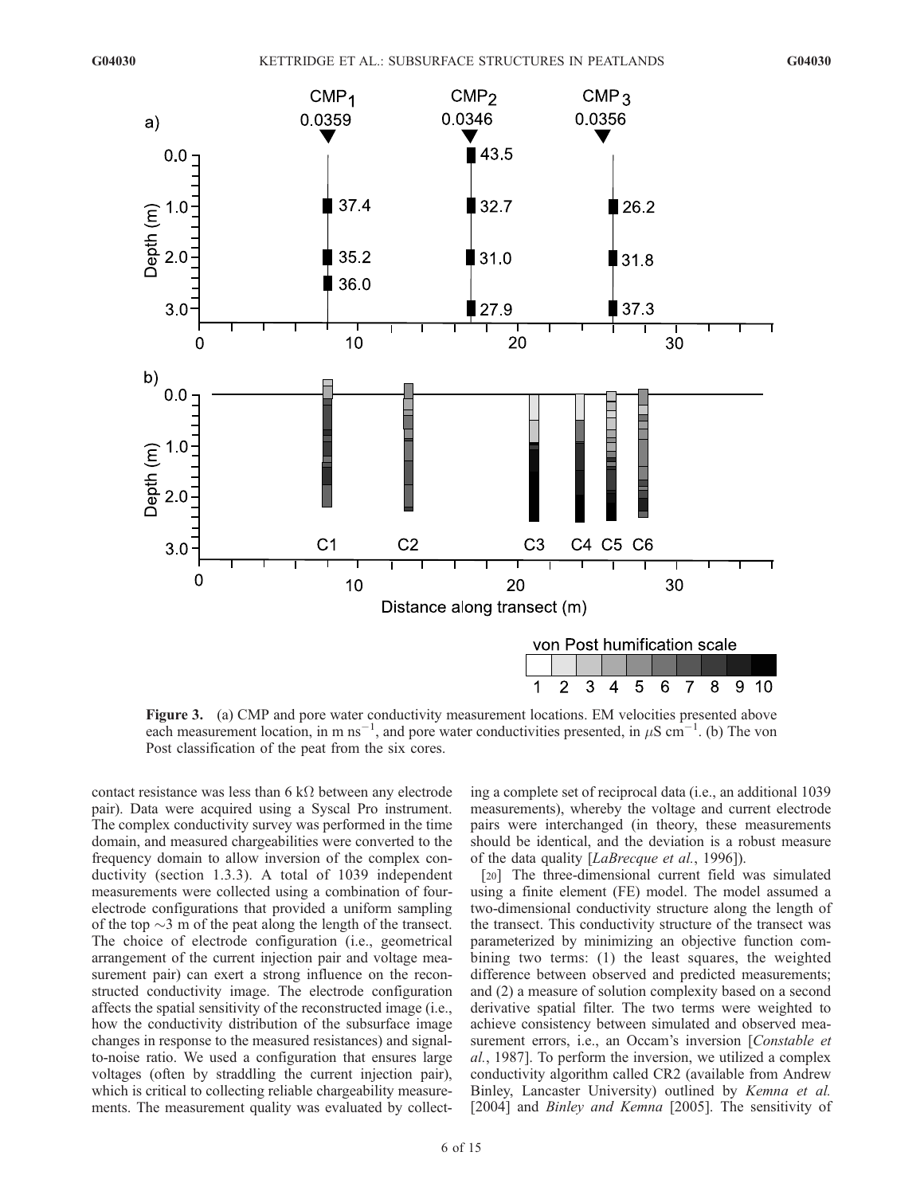Figure 3. (a) CMP and pore water conductivity measurement locations. EM velocities presented above each measurement location, in m ns$^{-1}$, and pore water conductivities presented, in $\mu$S cm$^{-1}$. (b) The von Post classification of the peat from the six cores.

contact resistance was less than 6 k$\Omega$ between any electrode pair). Data were acquired using a Syscal Pro instrument. The complex conductivity survey was performed in the time domain, and measured chargeabilities were converted to the frequency domain to allow inversion of the complex conductivity (section 1.3.3). A total of 1039 independent measurements were collected using a combination of four-electrode configurations that provided a uniform sampling of the top ~3 m of the peat along the length of the transect. The choice of electrode configuration (i.e., geometrical arrangement of the current injection pair and voltage measurement pair) can exert a strong influence on the reconstructed conductivity image. The electrode configuration affects the spatial sensitivity of the reconstructed image (i.e., how the conductivity distribution of the subsurface image changes in response to the measured resistances) and signal-to-noise ratio. We used a configuration that ensures large voltages (often by straddling the current injection pair), which is critical to collecting reliable chargeability measurements. The measurement quality was evaluated by collecting a complete set of reciprocal data (i.e., an additional 1039 measurements), whereby the voltage and current electrode pairs were interchanged (in theory, these measurements should be identical, and the deviation is a robust measure of the data quality [*LaBrecque et al.*, 1996]).

[20] The three-dimensional current field was simulated using a finite element (FE) model. The model assumed a two-dimensional conductivity structure along the length of the transect. This conductivity structure of the transect was parameterized by minimizing an objective function combining two terms: (1) the least squares, the weighted difference between observed and predicted measurements; and (2) a measure of solution complexity based on a second derivative spatial filter. The two terms were weighted to achieve consistency between simulated and observed measurement errors, i.e., an Occam's inversion [*Constable et al.*, 1987]. To perform the inversion, we utilized a complex conductivity algorithm called CR2 (available from Andrew Binley, Lancaster University) outlined by *Kemna et al.* [2004] and *Binley and Kemna* [2005]. The sensitivity of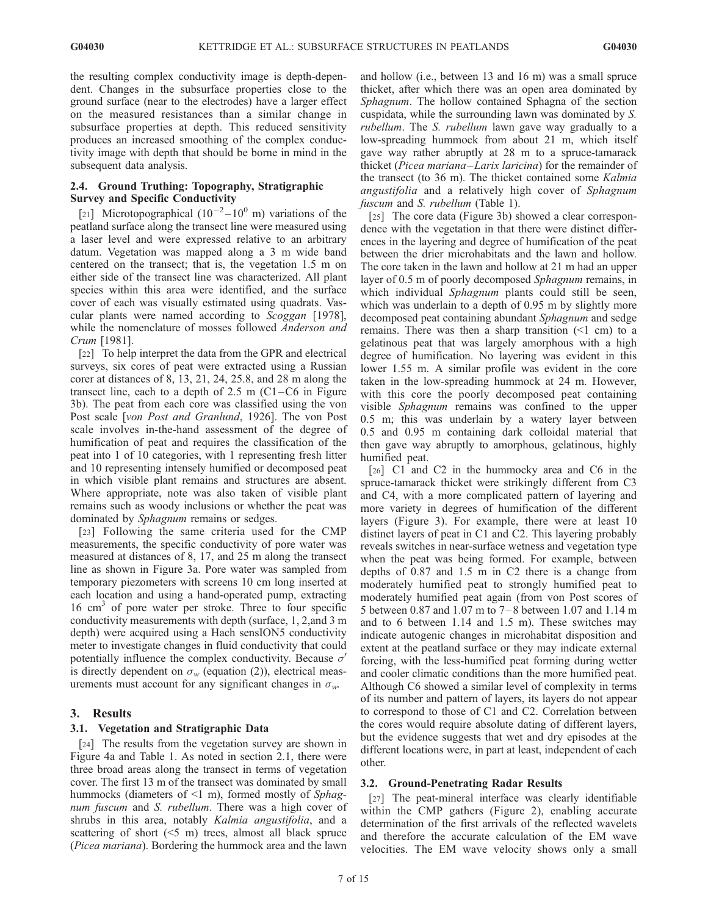the resulting complex conductivity image is depth-dependent. Changes in the subsurface properties close to the ground surface (near to the electrodes) have a larger effect on the measured resistances than a similar change in subsurface properties at depth. This reduced sensitivity produces an increased smoothing of the complex conductivity image with depth that should be borne in mind in the subsequent data analysis.

### 2.4. Ground Truthing: Topography, Stratigraphic Survey and Specific Conductivity

[21] Microtopographical ($10^{-2}$–$10^{0}$ m) variations of the peatland surface along the transect line were measured using a laser level and were expressed relative to an arbitrary datum. Vegetation was mapped along a 3 m wide band centered on the transect; that is, the vegetation 1.5 m on either side of the transect line was characterized. All plant species within this area were identified, and the surface cover of each was visually estimated using quadrats. Vascular plants were named according to *Scoggan* [1978], while the nomenclature of mosses followed *Anderson and Crum* [1981].

[22] To help interpret the data from the GPR and electrical surveys, six cores of peat were extracted using a Russian corer at distances of 8, 13, 21, 24, 25.8, and 28 m along the transect line, each to a depth of 2.5 m (C1–C6 in Figure 3b). The peat from each core was classified using the von Post scale [*von Post and Granlund*, 1926]. The von Post scale involves in-the-hand assessment of the degree of humification of peat and requires the classification of the peat into 1 of 10 categories, with 1 representing fresh litter and 10 representing intensely humified or decomposed peat in which visible plant remains and structures are absent. Where appropriate, note was also taken of visible plant remains such as woody inclusions or whether the peat was dominated by *Sphagnum* remains or sedges.

[23] Following the same criteria used for the CMP measurements, the specific conductivity of pore water was measured at distances of 8, 17, and 25 m along the transect line as shown in Figure 3a. Pore water was sampled from temporary piezometers with screens 10 cm long inserted at each location and using a hand-operated pump, extracting 16 $cm^3$ of pore water per stroke. Three to four specific conductivity measurements with depth (surface, 1, 2,and 3 m depth) were acquired using a Hach sensION5 conductivity meter to investigate changes in fluid conductivity that could potentially influence the complex conductivity. Because $\sigma'$ is directly dependent on $\sigma_w$ (equation (2)), electrical measurements must account for any significant changes in $\sigma_w$.

## 3. Results

### 3.1. Vegetation and Stratigraphic Data

[24] The results from the vegetation survey are shown in Figure 4a and Table 1. As noted in section 2.1, there were three broad areas along the transect in terms of vegetation cover. The first 13 m of the transect was dominated by small hummocks (diameters of <1 m), formed mostly of *Sphagnum fuscum* and *S. rubellum*. There was a high cover of shrubs in this area, notably *Kalmia angustifolia*, and a scattering of short (<5 m) trees, almost all black spruce (*Picea mariana*). Bordering the hummock area and the lawn and hollow (i.e., between 13 and 16 m) was a small spruce thicket, after which there was an open area dominated by *Sphagnum*. The hollow contained Sphagna of the section cuspidata, while the surrounding lawn was dominated by *S. rubellum*. The *S. rubellum* lawn gave way gradually to a low-spreading hummock from about 21 m, which itself gave way rather abruptly at 28 m to a spruce-tamarack thicket (*Picea mariana*–*Larix laricina*) for the remainder of the transect (to 36 m). The thicket contained some *Kalmia angustifolia* and a relatively high cover of *Sphagnum fuscum* and *S. rubellum* (Table 1).

[25] The core data (Figure 3b) showed a clear correspondence with the vegetation in that there were distinct differences in the layering and degree of humification of the peat between the drier microhabitats and the lawn and hollow. The core taken in the lawn and hollow at 21 m had an upper layer of 0.5 m of poorly decomposed *Sphagnum* remains, in which individual *Sphagnum* plants could still be seen, which was underlain to a depth of 0.95 m by slightly more decomposed peat containing abundant *Sphagnum* and sedge remains. There was then a sharp transition (<1 cm) to a gelatinous peat that was largely amorphous with a high degree of humification. No layering was evident in this lower 1.55 m. A similar profile was evident in the core taken in the low-spreading hummock at 24 m. However, with this core the poorly decomposed peat containing visible *Sphagnum* remains was confined to the upper 0.5 m; this was underlain by a watery layer between 0.5 and 0.95 m containing dark colloidal material that then gave way abruptly to amorphous, gelatinous, highly humified peat.

[26] C1 and C2 in the hummocky area and C6 in the spruce-tamarack thicket were strikingly different from C3 and C4, with a more complicated pattern of layering and more variety in degrees of humification of the different layers (Figure 3). For example, there were at least 10 distinct layers of peat in C1 and C2. This layering probably reveals switches in near-surface wetness and vegetation type when the peat was being formed. For example, between depths of 0.87 and 1.5 m in C2 there is a change from moderately humified peat to strongly humified peat to moderately humified peat again (from von Post scores of 5 between 0.87 and 1.07 m to 7–8 between 1.07 and 1.14 m and to 6 between 1.14 and 1.5 m). These switches may indicate autogenic changes in microhabitat disposition and extent at the peatland surface or they may indicate external forcing, with the less-humified peat forming during wetter and cooler climatic conditions than the more humified peat. Although C6 showed a similar level of complexity in terms of its number and pattern of layers, its layers do not appear to correspond to those of C1 and C2. Correlation between the cores would require absolute dating of different layers, but the evidence suggests that wet and dry episodes at the different locations were, in part at least, independent of each other.

### 3.2. Ground-Penetrating Radar Results

[27] The peat-mineral interface was clearly identifiable within the CMP gathers (Figure 2), enabling accurate determination of the first arrivals of the reflected wavelets and therefore the accurate calculation of the EM wave velocities. The EM wave velocity shows only a small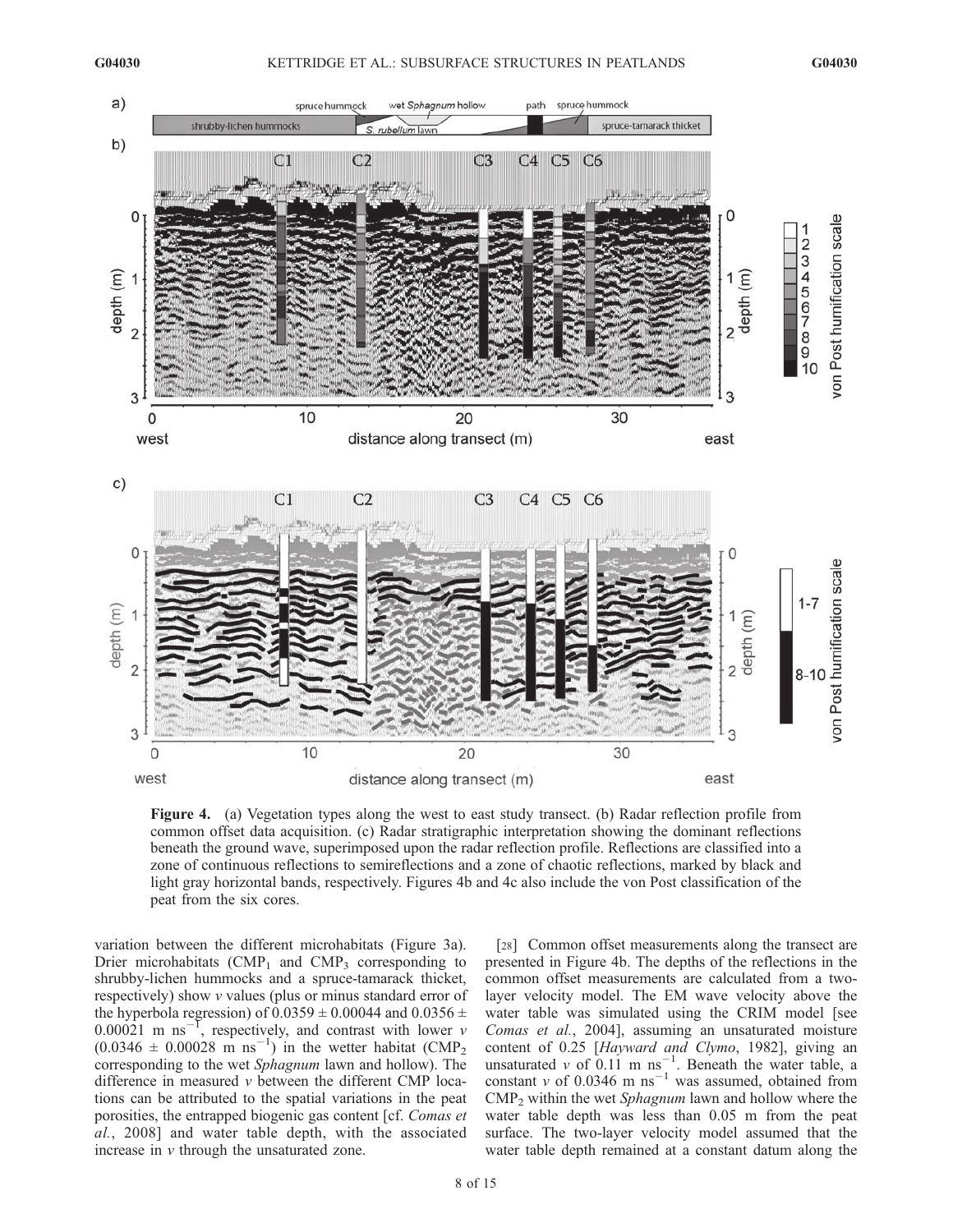**Figure 4.** (a) Vegetation types along the west to east study transect. (b) Radar reflection profile from common offset data acquisition. (c) Radar stratigraphic interpretation showing the dominant reflections beneath the ground wave, superimposed upon the radar reflection profile. Reflections are classified into a zone of continuous reflections to semireflections and a zone of chaotic reflections, marked by black and light gray horizontal bands, respectively. Figures 4b and 4c also include the von Post classification of the peat from the six cores.

variation between the different microhabitats (Figure 3a). Drier microhabitats ($CMP_1$ and $CMP_3$ corresponding to shrubby-lichen hummocks and a spruce-tamarack thicket, respectively) show $v$ values (plus or minus standard error of the hyperbola regression) of $0.0359 \pm 0.00044$ and $0.0356 \pm 0.00021$ m ns$^{-1}$, respectively, and contrast with lower $v$ ($0.0346 \pm 0.00028$ m ns$^{-1}$) in the wetter habitat ($CMP_2$ corresponding to the wet *Sphagnum* lawn and hollow). The difference in measured $v$ between the different CMP locations can be attributed to the spatial variations in the peat porosities, the entrapped biogenic gas content [cf. *Comas et al.*, 2008] and water table depth, with the associated increase in $v$ through the unsaturated zone.

[28] Common offset measurements along the transect are presented in Figure 4b. The depths of the reflections in the common offset measurements are calculated from a two-layer velocity model. The EM wave velocity above the water table was simulated using the CRIM model [see *Comas et al.*, 2004], assuming an unsaturated moisture content of 0.25 [*Hayward and Clymo*, 1982], giving an unsaturated $v$ of 0.11 m ns$^{-1}$. Beneath the water table, a constant $v$ of 0.0346 m ns$^{-1}$ was assumed, obtained from $CMP_2$ within the wet *Sphagnum* lawn and hollow where the water table depth was less than 0.05 m from the peat surface. The two-layer velocity model assumed that the water table depth remained at a constant datum along the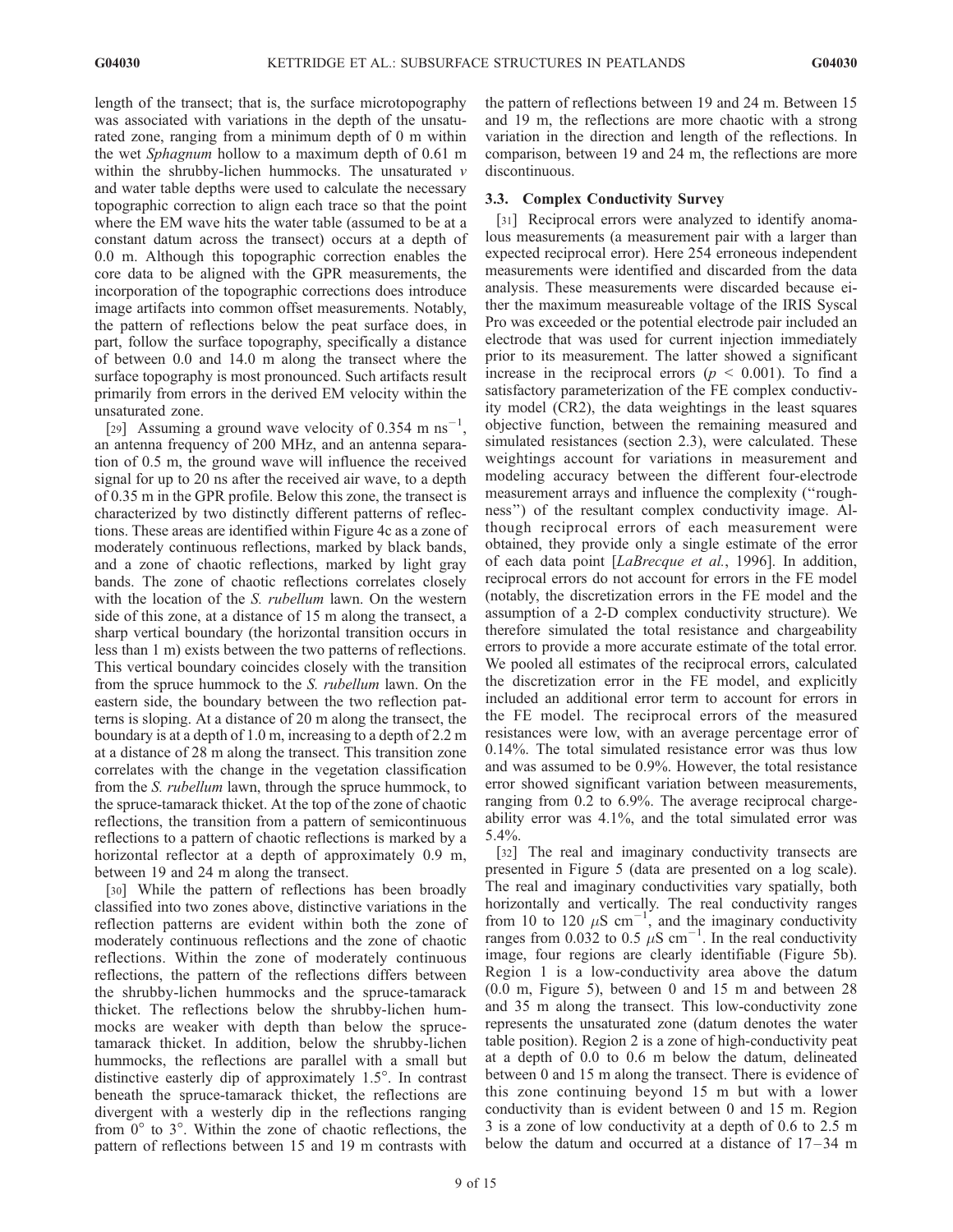length of the transect; that is, the surface microtopography was associated with variations in the depth of the unsaturated zone, ranging from a minimum depth of 0 m within the wet *Sphagnum* hollow to a maximum depth of 0.61 m within the shrubby-lichen hummocks. The unsaturated $v$ and water table depths were used to calculate the necessary topographic correction to align each trace so that the point where the EM wave hits the water table (assumed to be at a constant datum across the transect) occurs at a depth of 0.0 m. Although this topographic correction enables the core data to be aligned with the GPR measurements, the incorporation of the topographic corrections does introduce image artifacts into common offset measurements. Notably, the pattern of reflections below the peat surface does, in part, follow the surface topography, specifically a distance of between 0.0 and 14.0 m along the transect where the surface topography is most pronounced. Such artifacts result primarily from errors in the derived EM velocity within the unsaturated zone.

[29] Assuming a ground wave velocity of 0.354 m ns$^{-1}$, an antenna frequency of 200 MHz, and an antenna separation of 0.5 m, the ground wave will influence the received signal for up to 20 ns after the received air wave, to a depth of 0.35 m in the GPR profile. Below this zone, the transect is characterized by two distinctly different patterns of reflections. These areas are identified within Figure 4c as a zone of moderately continuous reflections, marked by black bands, and a zone of chaotic reflections, marked by light gray bands. The zone of chaotic reflections correlates closely with the location of the *S. rubellum* lawn. On the western side of this zone, at a distance of 15 m along the transect, a sharp vertical boundary (the horizontal transition occurs in less than 1 m) exists between the two patterns of reflections. This vertical boundary coincides closely with the transition from the spruce hummock to the *S. rubellum* lawn. On the eastern side, the boundary between the two reflection patterns is sloping. At a distance of 20 m along the transect, the boundary is at a depth of 1.0 m, increasing to a depth of 2.2 m at a distance of 28 m along the transect. This transition zone correlates with the change in the vegetation classification from the *S. rubellum* lawn, through the spruce hummock, to the spruce-tamarack thicket. At the top of the zone of chaotic reflections, the transition from a pattern of semicontinuous reflections to a pattern of chaotic reflections is marked by a horizontal reflector at a depth of approximately 0.9 m, between 19 and 24 m along the transect.

[30] While the pattern of reflections has been broadly classified into two zones above, distinctive variations in the reflection patterns are evident within both the zone of moderately continuous reflections and the zone of chaotic reflections. Within the zone of moderately continuous reflections, the pattern of the reflections differs between the shrubby-lichen hummocks and the spruce-tamarack thicket. The reflections below the shrubby-lichen hummocks are weaker with depth than below the spruce-tamarack thicket. In addition, below the shrubby-lichen hummocks, the reflections are parallel with a small but distinctive easterly dip of approximately 1.5°. In contrast beneath the spruce-tamarack thicket, the reflections are divergent with a westerly dip in the reflections ranging from 0° to 3°. Within the zone of chaotic reflections, the pattern of reflections between 15 and 19 m contrasts with the pattern of reflections between 19 and 24 m. Between 15 and 19 m, the reflections are more chaotic with a strong variation in the direction and length of the reflections. In comparison, between 19 and 24 m, the reflections are more discontinuous.

### 3.3. Complex Conductivity Survey

[31] Reciprocal errors were analyzed to identify anomalous measurements (a measurement pair with a larger than expected reciprocal error). Here 254 erroneous independent measurements were identified and discarded from the data analysis. These measurements were discarded because either the maximum measureable voltage of the IRIS Syscal Pro was exceeded or the potential electrode pair included an electrode that was used for current injection immediately prior to its measurement. The latter showed a significant increase in the reciprocal errors ($p < 0.001$). To find a satisfactory parameterization of the FE complex conductivity model (CR2), the data weightings in the least squares objective function, between the remaining measured and simulated resistances (section 2.3), were calculated. These weightings account for variations in measurement and modeling accuracy between the different four-electrode measurement arrays and influence the complexity ("roughness") of the resultant complex conductivity image. Although reciprocal errors of each measurement were obtained, they provide only a single estimate of the error of each data point [*LaBrecque et al.*, 1996]. In addition, reciprocal errors do not account for errors in the FE model (notably, the discretization errors in the FE model and the assumption of a 2-D complex conductivity structure). We therefore simulated the total resistance and chargeability errors to provide a more accurate estimate of the total error. We pooled all estimates of the reciprocal errors, calculated the discretization error in the FE model, and explicitly included an additional error term to account for errors in the FE model. The reciprocal errors of the measured resistances were low, with an average percentage error of 0.14%. The total simulated resistance error was thus low and was assumed to be 0.9%. However, the total resistance error showed significant variation between measurements, ranging from 0.2 to 6.9%. The average reciprocal chargeability error was 4.1%, and the total simulated error was 5.4%.

[32] The real and imaginary conductivity transects are presented in Figure 5 (data are presented on a log scale). The real and imaginary conductivities vary spatially, both horizontally and vertically. The real conductivity ranges from 10 to 120 $\mu$S cm$^{-1}$, and the imaginary conductivity ranges from 0.032 to 0.5 $\mu$S cm$^{-1}$. In the real conductivity image, four regions are clearly identifiable (Figure 5b). Region 1 is a low-conductivity area above the datum (0.0 m, Figure 5), between 0 and 15 m and between 28 and 35 m along the transect. This low-conductivity zone represents the unsaturated zone (datum denotes the water table position). Region 2 is a zone of high-conductivity peat at a depth of 0.0 to 0.6 m below the datum, delineated between 0 and 15 m along the transect. There is evidence of this zone continuing beyond 15 m but with a lower conductivity than is evident between 0 and 15 m. Region 3 is a zone of low conductivity at a depth of 0.6 to 2.5 m below the datum and occurred at a distance of 17–34 m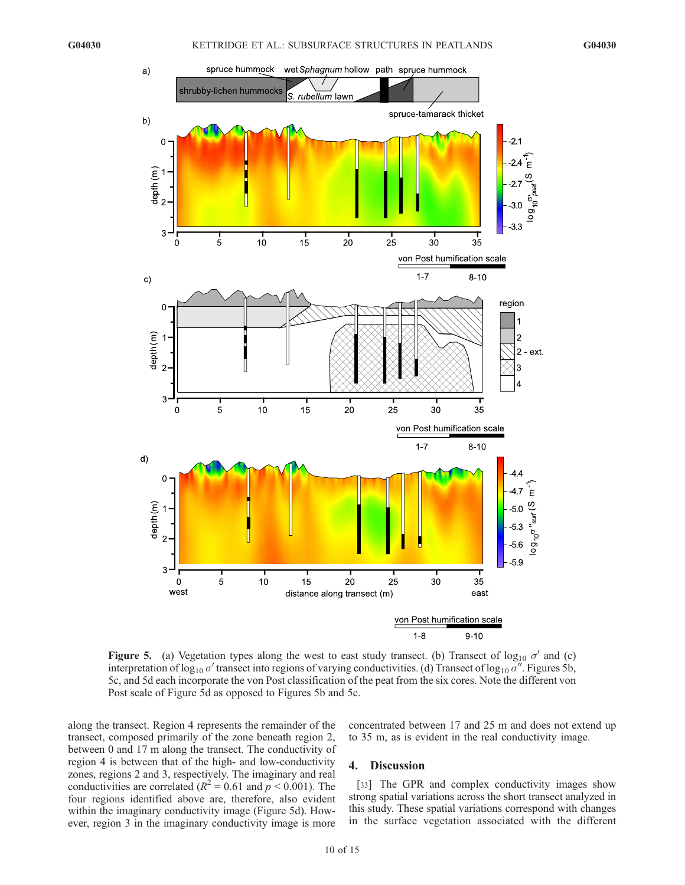**Figure 5.** (a) Vegetation types along the west to east study transect. (b) Transect of $\log_{10} \sigma'$ and (c) interpretation of $\log_{10} \sigma'$ transect into regions of varying conductivities. (d) Transect of $\log_{10} \sigma''$. Figures 5b, 5c, and 5d each incorporate the von Post classification of the peat from the six cores. Note the different von Post scale of Figure 5d as opposed to Figures 5b and 5c.

along the transect. Region 4 represents the remainder of the transect, composed primarily of the zone beneath region 2, between 0 and 17 m along the transect. The conductivity of region 4 is between that of the high- and low-conductivity zones, regions 2 and 3, respectively. The imaginary and real conductivities are correlated ($R^2 = 0.61$ and $p < 0.001$). The four regions identified above are, therefore, also evident within the imaginary conductivity image (Figure 5d). However, region 3 in the imaginary conductivity image is more concentrated between 17 and 25 m and does not extend up to 35 m, as is evident in the real conductivity image.

## 4. Discussion

[33] The GPR and complex conductivity images show strong spatial variations across the short transect analyzed in this study. These spatial variations correspond with changes in the surface vegetation associated with the different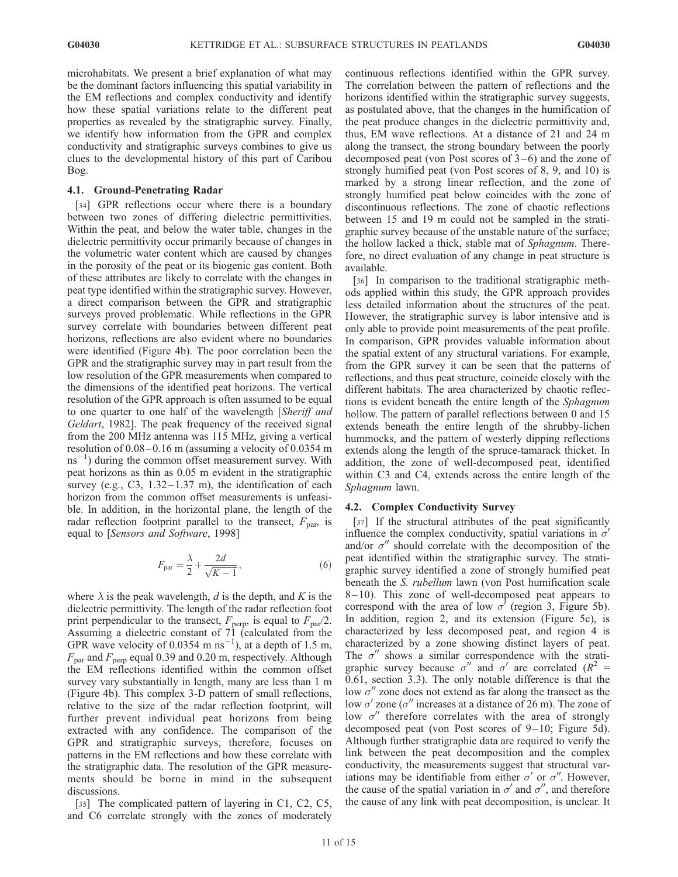microhabitats. We present a brief explanation of what may be the dominant factors influencing this spatial variability in the EM reflections and complex conductivity and identify how these spatial variations relate to the different peat properties as revealed by the stratigraphic survey. Finally, we identify how information from the GPR and complex conductivity and stratigraphic surveys combines to give us clues to the developmental history of this part of Caribou Bog.

### 4.1. Ground-Penetrating Radar

[34] GPR reflections occur where there is a boundary between two zones of differing dielectric permittivities. Within the peat, and below the water table, changes in the dielectric permittivity occur primarily because of changes in the volumetric water content which are caused by changes in the porosity of the peat or its biogenic gas content. Both of these attributes are likely to correlate with the changes in peat type identified within the stratigraphic survey. However, a direct comparison between the GPR and stratigraphic surveys proved problematic. While reflections in the GPR survey correlate with boundaries between different peat horizons, reflections are also evident where no boundaries were identified (Figure 4b). The poor correlation been the GPR and the stratigraphic survey may in part result from the low resolution of the GPR measurements when compared to the dimensions of the identified peat horizons. The vertical resolution of the GPR approach is often assumed to be equal to one quarter to one half of the wavelength [*Sheriff and Geldart*, 1982]. The peak frequency of the received signal from the 200 MHz antenna was 115 MHz, giving a vertical resolution of 0.08–0.16 m (assuming a velocity of 0.0354 m $ns^{-1}$) during the common offset measurement survey. With peat horizons as thin as 0.05 m evident in the stratigraphic survey (e.g., C3, 1.32–1.37 m), the identification of each horizon from the common offset measurements is unfeasible. In addition, in the horizontal plane, the length of the radar reflection footprint parallel to the transect, $F_{\mathrm{par}}$, is equal to [*Sensors and Software*, 1998]

$$F_{\mathrm{par}} = \frac{\lambda}{2} + \frac{2d}{\sqrt{K-1}}, \tag{6}$$

where $\lambda$ is the peak wavelength, $d$ is the depth, and $K$ is the dielectric permittivity. The length of the radar reflection foot print perpendicular to the transect, $F_{\mathrm{perp}}$, is equal to $F_{\mathrm{par}}/2$. Assuming a dielectric constant of 71 (calculated from the GPR wave velocity of 0.0354 m $ns^{-1}$), at a depth of 1.5 m, $F_{\mathrm{par}}$ and $F_{\mathrm{perp}}$ equal 0.39 and 0.20 m, respectively. Although the EM reflections identified within the common offset survey vary substantially in length, many are less than 1 m (Figure 4b). This complex 3-D pattern of small reflections, relative to the size of the radar reflection footprint, will further prevent individual peat horizons from being extracted with any confidence. The comparison of the GPR and stratigraphic surveys, therefore, focuses on patterns in the EM reflections and how these correlate with the stratigraphic data. The resolution of the GPR measurements should be borne in mind in the subsequent discussions.

[35] The complicated pattern of layering in C1, C2, C5, and C6 correlate strongly with the zones of moderately continuous reflections identified within the GPR survey. The correlation between the pattern of reflections and the horizons identified within the stratigraphic survey suggests, as postulated above, that the changes in the humification of the peat produce changes in the dielectric permittivity and, thus, EM wave reflections. At a distance of 21 and 24 m along the transect, the strong boundary between the poorly decomposed peat (von Post scores of 3–6) and the zone of strongly humified peat (von Post scores of 8, 9, and 10) is marked by a strong linear reflection, and the zone of strongly humified peat below coincides with the zone of discontinuous reflections. The zone of chaotic reflections between 15 and 19 m could not be sampled in the stratigraphic survey because of the unstable nature of the surface; the hollow lacked a thick, stable mat of *Sphagnum*. Therefore, no direct evaluation of any change in peat structure is available.

[36] In comparison to the traditional stratigraphic methods applied within this study, the GPR approach provides less detailed information about the structures of the peat. However, the stratigraphic survey is labor intensive and is only able to provide point measurements of the peat profile. In comparison, GPR provides valuable information about the spatial extent of any structural variations. For example, from the GPR survey it can be seen that the patterns of reflections, and thus peat structure, coincide closely with the different habitats. The area characterized by chaotic reflections is evident beneath the entire length of the *Sphagnum* hollow. The pattern of parallel reflections between 0 and 15 extends beneath the entire length of the shrubby-lichen hummocks, and the pattern of westerly dipping reflections extends along the length of the spruce-tamarack thicket. In addition, the zone of well-decomposed peat, identified within C3 and C4, extends across the entire length of the *Sphagnum* lawn.

### 4.2. Complex Conductivity Survey

[37] If the structural attributes of the peat significantly influence the complex conductivity, spatial variations in $\sigma'$ and/or $\sigma''$ should correlate with the decomposition of the peat identified within the stratigraphic survey. The stratigraphic survey identified a zone of strongly humified peat beneath the *S. rubellum* lawn (von Post humification scale 8–10). This zone of well-decomposed peat appears to correspond with the area of low $\sigma'$ (region 3, Figure 5b). In addition, region 2, and its extension (Figure 5c), is characterized by less decomposed peat, and region 4 is characterized by a zone showing distinct layers of peat. The $\sigma''$ shows a similar correspondence with the stratigraphic survey because $\sigma''$ and $\sigma'$ are correlated ($R^2$ = 0.61, section 3.3). The only notable difference is that the low $\sigma''$ zone does not extend as far along the transect as the low $\sigma'$ zone ($\sigma''$ increases at a distance of 26 m). The zone of low $\sigma''$ therefore correlates with the area of strongly decomposed peat (von Post scores of 9–10; Figure 5d). Although further stratigraphic data are required to verify the link between the peat decomposition and the complex conductivity, the measurements suggest that structural variations may be identifiable from either $\sigma'$ or $\sigma''$. However, the cause of the spatial variation in $\sigma'$ and $\sigma''$, and therefore the cause of any link with peat decomposition, is unclear. It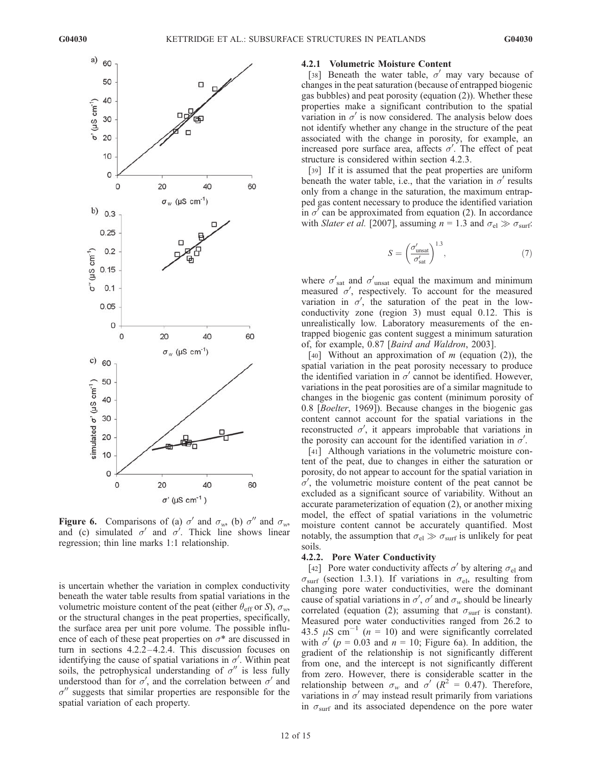Figure 6. Comparisons of (a) $\sigma'$ and $\sigma_w$, (b) $\sigma''$ and $\sigma_w$, and (c) simulated $\sigma'$ and $\sigma'$. Thick line shows linear regression; thin line marks 1:1 relationship.

is uncertain whether the variation in complex conductivity beneath the water table results from spatial variations in the volumetric moisture content of the peat (either $\theta_{\text{eff}}$ or $S$), $\sigma_w$, or the structural changes in the peat properties, specifically, the surface area per unit pore volume. The possible influence of each of these peat properties on $\sigma^*$ are discussed in turn in sections 4.2.2–4.2.4. This discussion focuses on identifying the cause of spatial variations in $\sigma'$. Within peat soils, the petrophysical understanding of $\sigma''$ is less fully understood than for $\sigma'$, and the correlation between $\sigma'$ and $\sigma''$ suggests that similar properties are responsible for the spatial variation of each property.

#### 4.2.1 Volumetric Moisture Content

[38] Beneath the water table, $\sigma'$ may vary because of changes in the peat saturation (because of entrapped biogenic gas bubbles) and peat porosity (equation (2)). Whether these properties make a significant contribution to the spatial variation in $\sigma'$ is now considered. The analysis below does not identify whether any change in the structure of the peat associated with the change in porosity, for example, an increased pore surface area, affects $\sigma'$. The effect of peat structure is considered within section 4.2.3.

[39] If it is assumed that the peat properties are uniform beneath the water table, i.e., that the variation in $\sigma'$ results only from a change in the saturation, the maximum entrapped gas content necessary to produce the identified variation in $\sigma'$ can be approximated from equation (2). In accordance with *Slater et al.* [2007], assuming $n = 1.3$ and $\sigma_{\text{el}} \gg \sigma_{\text{surf}}$:

$$S = \left(\frac{\sigma'_{\text{unsat}}}{\sigma'_{\text{sat}}}\right)^{1.3}, \tag{7}$$

where $\sigma'_{\text{sat}}$ and $\sigma'_{\text{unsat}}$ equal the maximum and minimum measured $\sigma'$, respectively. To account for the measured variation in $\sigma'$, the saturation of the peat in the low-conductivity zone (region 3) must equal 0.12. This is unrealistically low. Laboratory measurements of the entrapped biogenic gas content suggest a minimum saturation of, for example, 0.87 [*Baird and Waldron*, 2003].

[40] Without an approximation of $m$ (equation (2)), the spatial variation in the peat porosity necessary to produce the identified variation in $\sigma'$ cannot be identified. However, variations in the peat porosities are of a similar magnitude to changes in the biogenic gas content (minimum porosity of 0.8 [*Boelter*, 1969]). Because changes in the biogenic gas content cannot account for the spatial variations in the reconstructed $\sigma'$, it appears improbable that variations in the porosity can account for the identified variation in $\sigma'$.

[41] Although variations in the volumetric moisture content of the peat, due to changes in either the saturation or porosity, do not appear to account for the spatial variation in $\sigma'$, the volumetric moisture content of the peat cannot be excluded as a significant source of variability. Without an accurate parameterization of equation (2), or another mixing model, the effect of spatial variations in the volumetric moisture content cannot be accurately quantified. Most notably, the assumption that $\sigma_{\text{el}} \gg \sigma_{\text{surf}}$ is unlikely for peat soils.

#### 4.2.2. Pore Water Conductivity

[42] Pore water conductivity affects $\sigma'$ by altering $\sigma_{\text{el}}$ and $\sigma_{\text{surf}}$ (section 1.3.1). If variations in $\sigma_{\text{el}}$, resulting from changing pore water conductivities, were the dominant cause of spatial variations in $\sigma'$, $\sigma'$ and $\sigma_w$ should be linearly correlated (equation (2); assuming that $\sigma_{\text{surf}}$ is constant). Measured pore water conductivities ranged from 26.2 to 43.5 $\mu$S cm$^{-1}$ ($n = 10$) and were significantly correlated with $\sigma'$ ($p = 0.03$ and $n = 10$; Figure 6a). In addition, the gradient of the relationship is not significantly different from one, and the intercept is not significantly different from zero. However, there is considerable scatter in the relationship between $\sigma_w$ and $\sigma'$ ($R^2 = 0.47$). Therefore, variations in $\sigma'$ may instead result primarily from variations in $\sigma_{\text{surf}}$ and its associated dependence on the pore water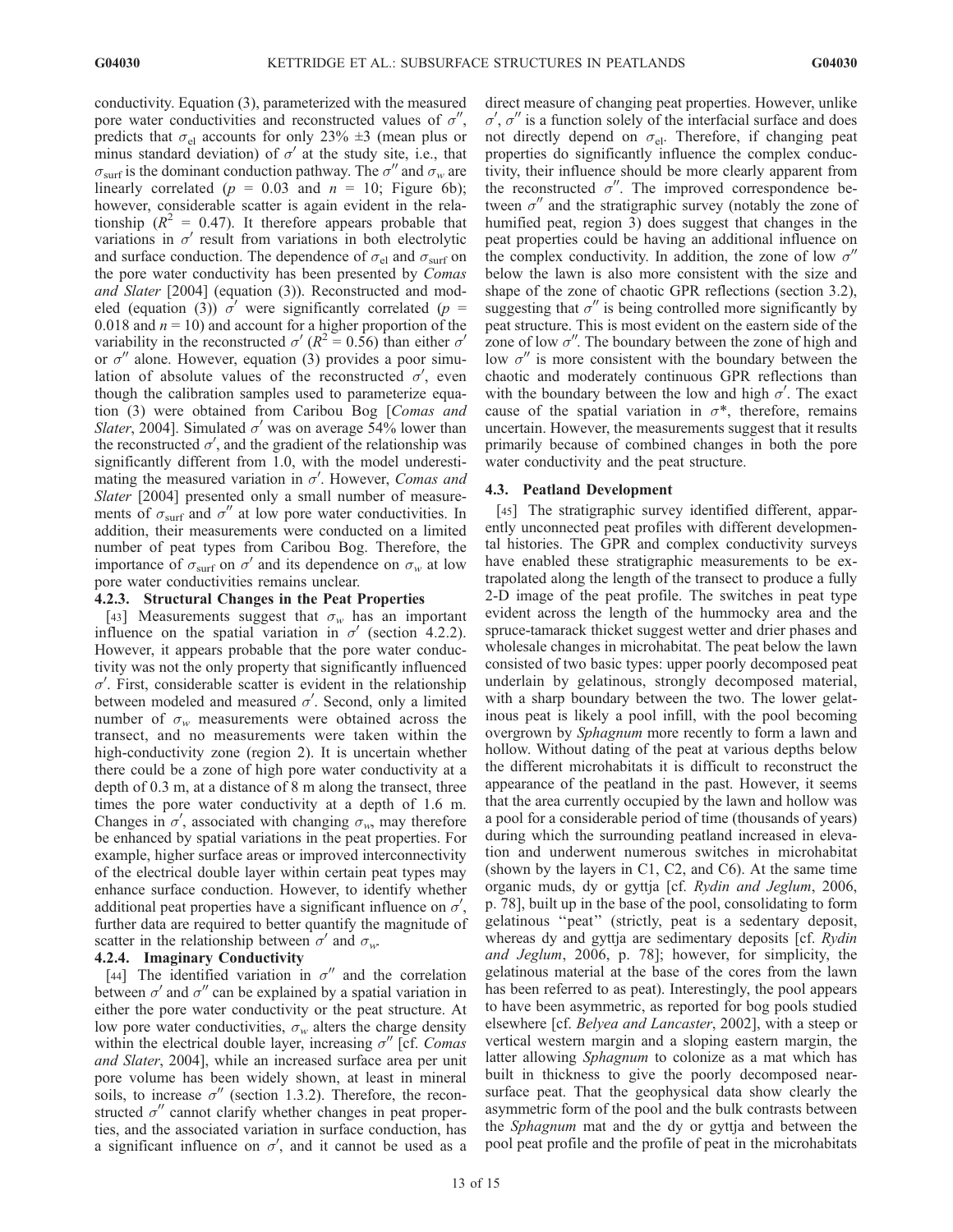conductivity. Equation (3), parameterized with the measured pore water conductivities and reconstructed values of $\sigma''$, predicts that $\sigma_{el}$ accounts for only 23% ±3 (mean plus or minus standard deviation) of $\sigma'$ at the study site, i.e., that $\sigma_{surf}$ is the dominant conduction pathway. The $\sigma''$ and $\sigma_w$ are linearly correlated ($p$ = 0.03 and $n$ = 10; Figure 6b); however, considerable scatter is again evident in the relationship ($R^2$ = 0.47). It therefore appears probable that variations in $\sigma'$ result from variations in both electrolytic and surface conduction. The dependence of $\sigma_{el}$ and $\sigma_{surf}$ on the pore water conductivity has been presented by *Comas and Slater* [2004] (equation (3)). Reconstructed and modeled (equation (3)) $\sigma'$ were significantly correlated ($p$ = 0.018 and $n$ = 10) and account for a higher proportion of the variability in the reconstructed $\sigma'$ ($R^2$ = 0.56) than either $\sigma'$ or $\sigma''$ alone. However, equation (3) provides a poor simulation of absolute values of the reconstructed $\sigma'$, even though the calibration samples used to parameterize equation (3) were obtained from Caribou Bog [*Comas and Slater*, 2004]. Simulated $\sigma'$ was on average 54% lower than the reconstructed $\sigma'$, and the gradient of the relationship was significantly different from 1.0, with the model underestimating the measured variation in $\sigma'$. However, *Comas and Slater* [2004] presented only a small number of measurements of $\sigma_{surf}$ and $\sigma''$ at low pore water conductivities. In addition, their measurements were conducted on a limited number of peat types from Caribou Bog. Therefore, the importance of $\sigma_{surf}$ on $\sigma'$ and its dependence on $\sigma_w$ at low pore water conductivities remains unclear.

#### 4.2.3. Structural Changes in the Peat Properties

[43] Measurements suggest that $\sigma_w$ has an important influence on the spatial variation in $\sigma'$ (section 4.2.2). However, it appears probable that the pore water conductivity was not the only property that significantly influenced $\sigma'$. First, considerable scatter is evident in the relationship between modeled and measured $\sigma'$. Second, only a limited number of $\sigma_w$ measurements were obtained across the transect, and no measurements were taken within the high-conductivity zone (region 2). It is uncertain whether there could be a zone of high pore water conductivity at a depth of 0.3 m, at a distance of 8 m along the transect, three times the pore water conductivity at a depth of 1.6 m. Changes in $\sigma'$, associated with changing $\sigma_w$, may therefore be enhanced by spatial variations in the peat properties. For example, higher surface areas or improved interconnectivity of the electrical double layer within certain peat types may enhance surface conduction. However, to identify whether additional peat properties have a significant influence on $\sigma'$, further data are required to better quantify the magnitude of scatter in the relationship between $\sigma'$ and $\sigma_w$.

#### 4.2.4. Imaginary Conductivity

[44] The identified variation in $\sigma''$ and the correlation between $\sigma'$ and $\sigma''$ can be explained by a spatial variation in either the pore water conductivity or the peat structure. At low pore water conductivities, $\sigma_w$ alters the charge density within the electrical double layer, increasing $\sigma''$ [cf. *Comas and Slater*, 2004], while an increased surface area per unit pore volume has been widely shown, at least in mineral soils, to increase $\sigma''$ (section 1.3.2). Therefore, the reconstructed $\sigma''$ cannot clarify whether changes in peat properties, and the associated variation in surface conduction, has a significant influence on $\sigma'$, and it cannot be used as a direct measure of changing peat properties. However, unlike $\sigma'$, $\sigma''$ is a function solely of the interfacial surface and does not directly depend on $\sigma_{el}$. Therefore, if changing peat properties do significantly influence the complex conductivity, their influence should be more clearly apparent from the reconstructed $\sigma''$. The improved correspondence between $\sigma''$ and the stratigraphic survey (notably the zone of humified peat, region 3) does suggest that changes in the peat properties could be having an additional influence on the complex conductivity. In addition, the zone of low $\sigma''$ below the lawn is also more consistent with the size and shape of the zone of chaotic GPR reflections (section 3.2), suggesting that $\sigma''$ is being controlled more significantly by peat structure. This is most evident on the eastern side of the zone of low $\sigma''$. The boundary between the zone of high and low $\sigma''$ is more consistent with the boundary between the chaotic and moderately continuous GPR reflections than with the boundary between the low and high $\sigma'$. The exact cause of the spatial variation in $\sigma^*$, therefore, remains uncertain. However, the measurements suggest that it results primarily because of combined changes in both the pore water conductivity and the peat structure.

### 4.3. Peatland Development

[45] The stratigraphic survey identified different, apparently unconnected peat profiles with different developmental histories. The GPR and complex conductivity surveys have enabled these stratigraphic measurements to be extrapolated along the length of the transect to produce a fully 2-D image of the peat profile. The switches in peat type evident across the length of the hummocky area and the spruce-tamarack thicket suggest wetter and drier phases and wholesale changes in microhabitat. The peat below the lawn consisted of two basic types: upper poorly decomposed peat underlain by gelatinous, strongly decomposed material, with a sharp boundary between the two. The lower gelatinous peat is likely a pool infill, with the pool becoming overgrown by *Sphagnum* more recently to form a lawn and hollow. Without dating of the peat at various depths below the different microhabitats it is difficult to reconstruct the appearance of the peatland in the past. However, it seems that the area currently occupied by the lawn and hollow was a pool for a considerable period of time (thousands of years) during which the surrounding peatland increased in elevation and underwent numerous switches in microhabitat (shown by the layers in C1, C2, and C6). At the same time organic muds, dy or gyttja [cf. *Rydin and Jeglum*, 2006, p. 78], built up in the base of the pool, consolidating to form gelatinous "peat" (strictly, peat is a sedentary deposit, whereas dy and gyttja are sedimentary deposits [cf. *Rydin and Jeglum*, 2006, p. 78]; however, for simplicity, the gelatinous material at the base of the cores from the lawn has been referred to as peat). Interestingly, the pool appears to have been asymmetric, as reported for bog pools studied elsewhere [cf. *Belyea and Lancaster*, 2002], with a steep or vertical western margin and a sloping eastern margin, the latter allowing *Sphagnum* to colonize as a mat which has built in thickness to give the poorly decomposed near-surface peat. That the geophysical data show clearly the asymmetric form of the pool and the bulk contrasts between the *Sphagnum* mat and the dy or gyttja and between the pool peat profile and the profile of peat in the microhabitats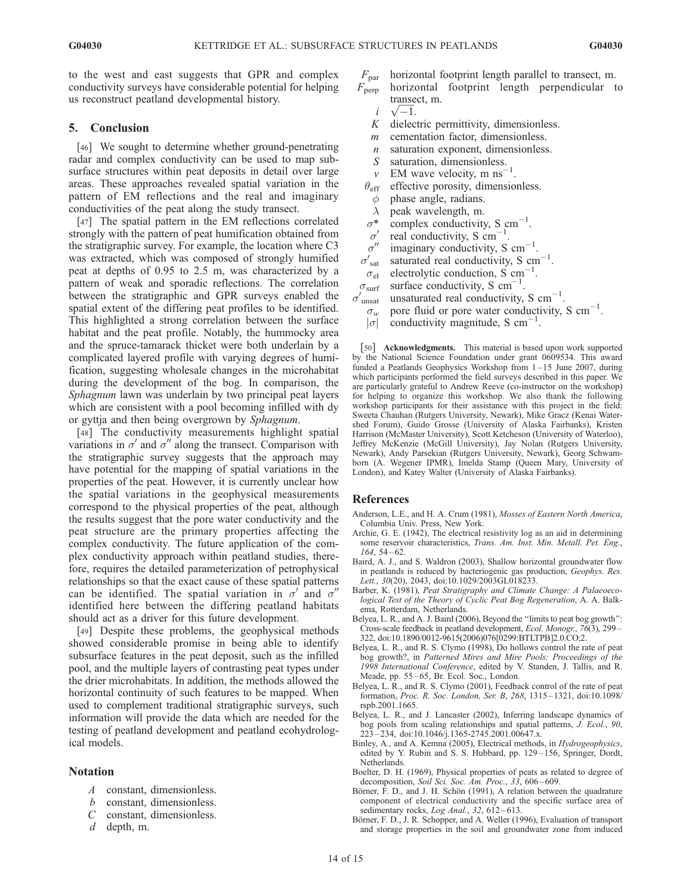to the west and east suggests that GPR and complex conductivity surveys have considerable potential for helping us reconstruct peatland developmental history.

## 5. Conclusion

[46] We sought to determine whether ground-penetrating radar and complex conductivity can be used to map subsurface structures within peat deposits in detail over large areas. These approaches revealed spatial variation in the pattern of EM reflections and the real and imaginary conductivities of the peat along the study transect.

[47] The spatial pattern in the EM reflections correlated strongly with the pattern of peat humification obtained from the stratigraphic survey. For example, the location where C3 was extracted, which was composed of strongly humified peat at depths of 0.95 to 2.5 m, was characterized by a pattern of weak and sporadic reflections. The correlation between the stratigraphic and GPR surveys enabled the spatial extent of the differing peat profiles to be identified. This highlighted a strong correlation between the surface habitat and the peat profile. Notably, the hummocky area and the spruce-tamarack thicket were both underlain by a complicated layered profile with varying degrees of humification, suggesting wholesale changes in the microhabitat during the development of the bog. In comparison, the *Sphagnum* lawn was underlain by two principal peat layers which are consistent with a pool becoming infilled with dy or gyttja and then being overgrown by *Sphagnum*.

[48] The conductivity measurements highlight spatial variations in $\sigma'$ and $\sigma''$ along the transect. Comparison with the stratigraphic survey suggests that the approach may have potential for the mapping of spatial variations in the properties of the peat. However, it is currently unclear how the spatial variations in the geophysical measurements correspond to the physical properties of the peat, although the results suggest that the pore water conductivity and the peat structure are the primary properties affecting the complex conductivity. The future application of the complex conductivity approach within peatland studies, therefore, requires the detailed parameterization of petrophysical relationships so that the exact cause of these spatial patterns can be identified. The spatial variation in $\sigma'$ and $\sigma''$ identified here between the differing peatland habitats should act as a driver for this future development.

[49] Despite these problems, the geophysical methods showed considerable promise in being able to identify subsurface features in the peat deposit, such as the infilled pool, and the multiple layers of contrasting peat types under the drier microhabitats. In addition, the methods allowed the horizontal continuity of such features to be mapped. When used to complement traditional stratigraphic surveys, such information will provide the data which are needed for the testing of peatland development and peatland ecohydrological models.

## Notation

- $A$ constant, dimensionless.
- $b$ constant, dimensionless.
- $C$ constant, dimensionless.
- $d$ depth, m.
- $F_{par}$ horizontal footprint length parallel to transect, m.
- $F_{perp}$ horizontal footprint length perpendicular to transect, m.
- $i$ $\sqrt{-1}$.
- $K$ dielectric permittivity, dimensionless.
- $m$ cementation factor, dimensionless.
- $n$ saturation exponent, dimensionless.
- $S$ saturation, dimensionless.
- $v$ EM wave velocity, m ns$^{-1}$.
- $\theta_{eff}$ effective porosity, dimensionless.
- $\phi$ phase angle, radians.
- $\lambda$ peak wavelength, m.
- $\sigma^*$ complex conductivity, S cm$^{-1}$.
- $\sigma'$ real conductivity, S cm$^{-1}$.
- $\sigma''$ imaginary conductivity, S cm$^{-1}$.
- $\sigma'_{sat}$ saturated real conductivity, S cm$^{-1}$.
- $\sigma_{el}$ electrolytic conduction, S cm$^{-1}$.
- $\sigma_{surf}$ surface conductivity, S cm$^{-1}$.
- $\sigma'_{unsat}$ unsaturated real conductivity, S cm$^{-1}$.
- $\sigma_w$ pore fluid or pore water conductivity, S cm$^{-1}$.
- $|\sigma|$ conductivity magnitude, S cm$^{-1}$.

[50] **Acknowledgments.** This material is based upon work supported by the National Science Foundation under grant 0609534. This award funded a Peatlands Geophysics Workshop from 1–15 June 2007, during which participants performed the field surveys described in this paper. We are particularly grateful to Andrew Reeve (co-instructor on the workshop) for helping to organize this workshop. We also thank the following workshop participants for their assistance with this project in the field: Sweeta Chauhan (Rutgers University, Newark), Mike Gracz (Kenai Watershed Forum), Guido Grosse (University of Alaska Fairbanks), Kristen Harrison (McMaster University), Scott Ketcheson (University of Waterloo), Jeffrey McKenzie (McGill University), Jay Nolan (Rutgers University, Newark), Andy Parsekian (Rutgers University, Newark), Georg Schwamborn (A. Wegener IPMR), Imelda Stamp (Queen Mary, University of London), and Katey Walter (University of Alaska Fairbanks).

## References

Anderson, L.E., and H. A. Crum (1981), *Mosses of Eastern North America*, Columbia Univ. Press, New York.

Archie, G. E. (1942), The electrical resistivity log as an aid in determining some reservoir characteristics, *Trans. Am. Inst. Min. Metall. Pet. Eng.*, *164*, 54–62.

Baird, A. J., and S. Waldron (2003), Shallow horizontal groundwater flow in peatlands is reduced by bacteriogenic gas production, *Geophys. Res. Lett.*, *30*(20), 2043, doi:10.1029/2003GL018233.

Barber, K. (1981), *Peat Stratigraphy and Climate Change: A Palaeoecological Test of the Theory of Cyclic Peat Bog Regeneration*, A. A. Balkema, Rotterdam, Netherlands.

Belyea, L. R., and A. J. Baird (2006), Beyond the "limits to peat bog growth": Cross-scale feedback in peatland development, *Ecol. Monogr.*, *76*(3), 299–322, doi:10.1890/0012-9615(2006)076[0299:BTLTPB]2.0.CO;2.

Belyea, L. R., and R. S. Clymo (1998), Do hollows control the rate of peat bog growth?, in *Patterned Mires and Mire Pools: Proceedings of the 1998 International Conference*, edited by V. Standen, J. Tallis, and R. Meade, pp. 55–65, Br. Ecol. Soc., London.

Belyea, L. R., and R. S. Clymo (2001), Feedback control of the rate of peat formation, *Proc. R. Soc. London, Ser. B*, *268*, 1315–1321, doi:10.1098/rspb.2001.1665.

Belyea, L. R., and J. Lancaster (2002), Inferring landscape dynamics of bog pools from scaling relationships and spatial patterns, *J. Ecol.*, *90*, 223–234, doi:10.1046/j.1365-2745.2001.00647.x.

Binley, A., and A. Kemna (2005), Electrical methods, in *Hydrogeophysics*, edited by Y. Rubin and S. S. Hubbard, pp. 129–156, Springer, Dordt, Netherlands.

Boelter, D. H. (1969), Physical properties of peats as related to degree of decomposition, *Soil Sci. Soc. Am. Proc.*, *33*, 606–609.

Börner, F. D., and J. H. Schön (1991), A relation between the quadrature component of electrical conductivity and the specific surface area of sedimentary rocks, *Log Anal.*, *32*, 612–613.

Börner, F. D., J. R. Schopper, and A. Weller (1996), Evaluation of transport and storage properties in the soil and groundwater zone from induced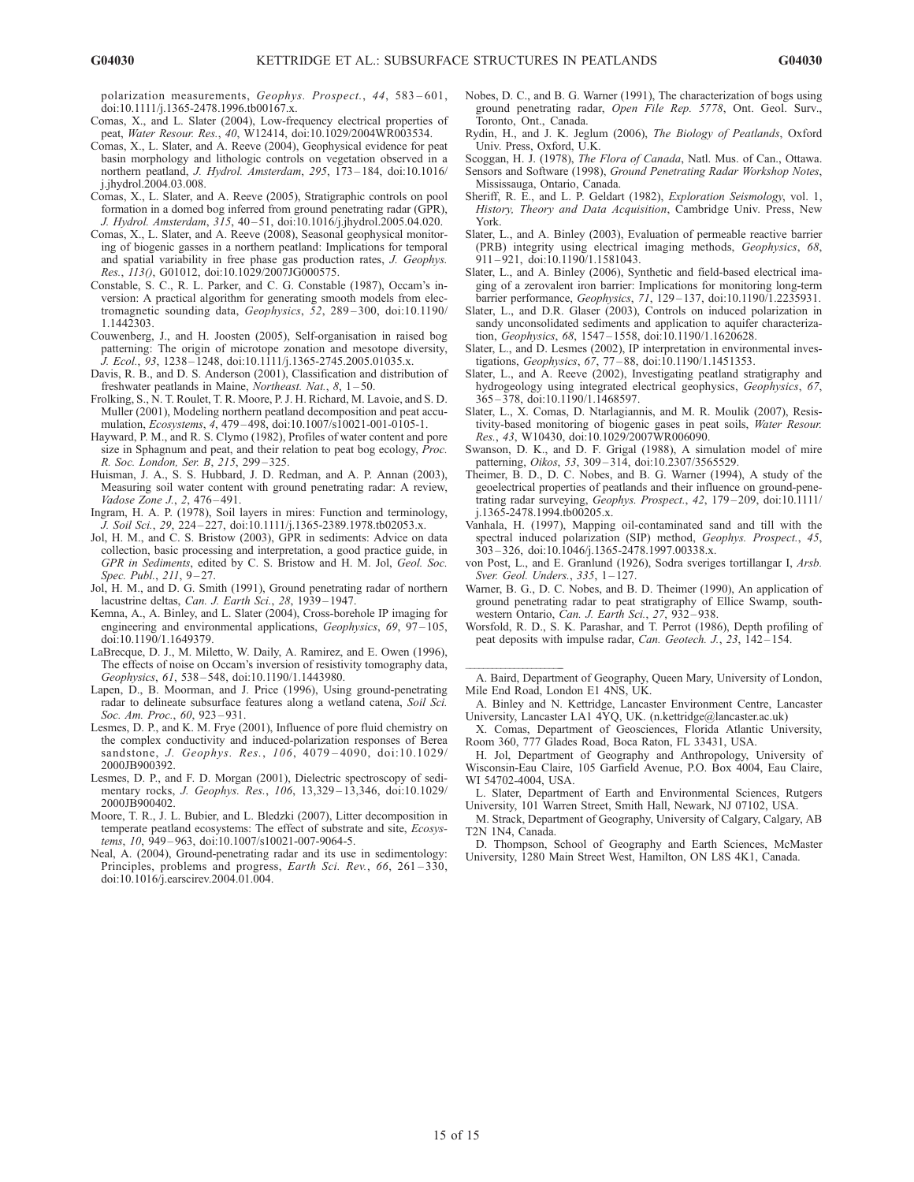polarization measurements, *Geophys. Prospect.*, *44*, 583–601, doi:10.1111/j.1365-2478.1996.tb00167.x.

Comas, X., and L. Slater (2004), Low-frequency electrical properties of peat, *Water Resour. Res.*, *40*, W12414, doi:10.1029/2004WR003534.

Comas, X., L. Slater, and A. Reeve (2004), Geophysical evidence for peat basin morphology and lithologic controls on vegetation observed in a northern peatland, *J. Hydrol. Amsterdam*, *295*, 173–184, doi:10.1016/j.jhydrol.2004.03.008.

Comas, X., L. Slater, and A. Reeve (2005), Stratigraphic controls on pool formation in a domed bog inferred from ground penetrating radar (GPR), *J. Hydrol. Amsterdam*, *315*, 40–51, doi:10.1016/j.jhydrol.2005.04.020.

Comas, X., L. Slater, and A. Reeve (2008), Seasonal geophysical monitoring of biogenic gasses in a northern peatland: Implications for temporal and spatial variability in free phase gas production rates, *J. Geophys. Res.*, *113()*, G01012, doi:10.1029/2007JG000575.

Constable, S. C., R. L. Parker, and C. G. Constable (1987), Occam's inversion: A practical algorithm for generating smooth models from electromagnetic sounding data, *Geophysics*, *52*, 289–300, doi:10.1190/1.1442303.

Couwenberg, J., and H. Joosten (2005), Self-organisation in raised bog patterning: The origin of microtope zonation and mesotope diversity, *J. Ecol.*, *93*, 1238–1248, doi:10.1111/j.1365-2745.2005.01035.x.

Davis, R. B., and D. S. Anderson (2001), Classification and distribution of freshwater peatlands in Maine, *Northeast. Nat.*, *8*, 1–50.

Frolking, S., N. T. Roulet, T. R. Moore, P. J. H. Richard, M. Lavoie, and S. D. Muller (2001), Modeling northern peatland decomposition and peat accumulation, *Ecosystems*, *4*, 479–498, doi:10.1007/s10021-001-0105-1.

Hayward, P. M., and R. S. Clymo (1982), Profiles of water content and pore size in Sphagnum and peat, and their relation to peat bog ecology, *Proc. R. Soc. London, Ser. B*, *215*, 299–325.

Huisman, J. A., S. S. Hubbard, J. D. Redman, and A. P. Annan (2003), Measuring soil water content with ground penetrating radar: A review, *Vadose Zone J.*, *2*, 476–491.

Ingram, H. A. P. (1978), Soil layers in mires: Function and terminology, *J. Soil Sci.*, *29*, 224–227, doi:10.1111/j.1365-2389.1978.tb02053.x.

Jol, H. M., and C. S. Bristow (2003), GPR in sediments: Advice on data collection, basic processing and interpretation, a good practice guide, in *GPR in Sediments*, edited by C. S. Bristow and H. M. Jol, *Geol. Soc. Spec. Publ.*, *211*, 9–27.

Jol, H. M., and D. G. Smith (1991), Ground penetrating radar of northern lacustrine deltas, *Can. J. Earth Sci.*, *28*, 1939–1947.

Kemna, A., A. Binley, and L. Slater (2004), Cross-borehole IP imaging for engineering and environmental applications, *Geophysics*, *69*, 97–105, doi:10.1190/1.1649379.

LaBrecque, D. J., M. Miletto, W. Daily, A. Ramirez, and E. Owen (1996), The effects of noise on Occam's inversion of resistivity tomography data, *Geophysics*, *61*, 538–548, doi:10.1190/1.1443980.

Lapen, D., B. Moorman, and J. Price (1996), Using ground-penetrating radar to delineate subsurface features along a wetland catena, *Soil Sci. Soc. Am. Proc.*, *60*, 923–931.

Lesmes, D. P., and K. M. Frye (2001), Influence of pore fluid chemistry on the complex conductivity and induced-polarization responses of Berea sandstone, *J. Geophys. Res.*, *106*, 4079–4090, doi:10.1029/2000JB900392.

Lesmes, D. P., and F. D. Morgan (2001), Dielectric spectroscopy of sedimentary rocks, *J. Geophys. Res.*, *106*, 13,329–13,346, doi:10.1029/2000JB900402.

Moore, T. R., J. L. Bubier, and L. Bledzki (2007), Litter decomposition in temperate peatland ecosystems: The effect of substrate and site, *Ecosystems*, *10*, 949–963, doi:10.1007/s10021-007-9064-5.

Neal, A. (2004), Ground-penetrating radar and its use in sedimentology: Principles, problems and progress, *Earth Sci. Rev.*, *66*, 261–330, doi:10.1016/j.earscirev.2004.01.004.

Nobes, D. C., and B. G. Warner (1991), The characterization of bogs using ground penetrating radar, *Open File Rep. 5778*, Ont. Geol. Surv., Toronto, Ont., Canada.

Rydin, H., and J. K. Jeglum (2006), *The Biology of Peatlands*, Oxford Univ. Press, Oxford, U.K.

Scoggan, H. J. (1978), *The Flora of Canada*, Natl. Mus. of Can., Ottawa.

Sensors and Software (1998), *Ground Penetrating Radar Workshop Notes*, Mississauga, Ontario, Canada.

Sheriff, R. E., and L. P. Geldart (1982), *Exploration Seismology*, vol. 1, *History, Theory and Data Acquisition*, Cambridge Univ. Press, New York.

Slater, L., and A. Binley (2003), Evaluation of permeable reactive barrier (PRB) integrity using electrical imaging methods, *Geophysics*, *68*, 911–921, doi:10.1190/1.1581043.

Slater, L., and A. Binley (2006), Synthetic and field-based electrical imaging of a zerovalent iron barrier: Implications for monitoring long-term barrier performance, *Geophysics*, *71*, 129–137, doi:10.1190/1.2235931.

Slater, L., and D.R. Glaser (2003), Controls on induced polarization in sandy unconsolidated sediments and application to aquifer characterization, *Geophysics*, *68*, 1547–1558, doi:10.1190/1.1620628.

Slater, L., and D. Lesmes (2002), IP interpretation in environmental investigations, *Geophysics*, *67*, 77–88, doi:10.1190/1.1451353.

Slater, L., and A. Reeve (2002), Investigating peatland stratigraphy and hydrogeology using integrated electrical geophysics, *Geophysics*, *67*, 365–378, doi:10.1190/1.1468597.

Slater, L., X. Comas, D. Ntarlagiannis, and M. R. Moulik (2007), Resistivity-based monitoring of biogenic gases in peat soils, *Water Resour. Res.*, *43*, W10430, doi:10.1029/2007WR006090.

Swanson, D. K., and D. F. Grigal (1988), A simulation model of mire patterning, *Oikos*, *53*, 309–314, doi:10.2307/3565529.

Theimer, B. D., D. C. Nobes, and B. G. Warner (1994), A study of the geoelectrical properties of peatlands and their influence on ground-penetrating radar surveying, *Geophys. Prospect.*, *42*, 179–209, doi:10.1111/j.1365-2478.1994.tb00205.x.

Vanhala, H. (1997), Mapping oil-contaminated sand and till with the spectral induced polarization (SIP) method, *Geophys. Prospect.*, *45*, 303–326, doi:10.1046/j.1365-2478.1997.00338.x.

von Post, L., and E. Granlund (1926), Sodra sveriges tortillangar I, *Arsb. Sver. Geol. Unders.*, *335*, 1–127.

Warner, B. G., D. C. Nobes, and B. D. Theimer (1990), An application of ground penetrating radar to peat stratigraphy of Ellice Swamp, southwestern Ontario, *Can. J. Earth Sci.*, *27*, 932–938.

Worsfold, R. D., S. K. Parashar, and T. Perrot (1986), Depth profiling of peat deposits with impulse radar, *Can. Geotech. J.*, *23*, 142–154.

---

A. Baird, Department of Geography, Queen Mary, University of London, Mile End Road, London E1 4NS, UK.

A. Binley and N. Kettridge, Lancaster Environment Centre, Lancaster University, Lancaster LA1 4YQ, UK. (n.kettridge@lancaster.ac.uk)

X. Comas, Department of Geosciences, Florida Atlantic University, Room 360, 777 Glades Road, Boca Raton, FL 33431, USA.

H. Jol, Department of Geography and Anthropology, University of Wisconsin-Eau Claire, 105 Garfield Avenue, P.O. Box 4004, Eau Claire, WI 54702-4004, USA.

L. Slater, Department of Earth and Environmental Sciences, Rutgers University, 101 Warren Street, Smith Hall, Newark, NJ 07102, USA.

M. Strack, Department of Geography, University of Calgary, Calgary, AB T2N 1N4, Canada.

D. Thompson, School of Geography and Earth Sciences, McMaster University, 1280 Main Street West, Hamilton, ON L8S 4K1, Canada.